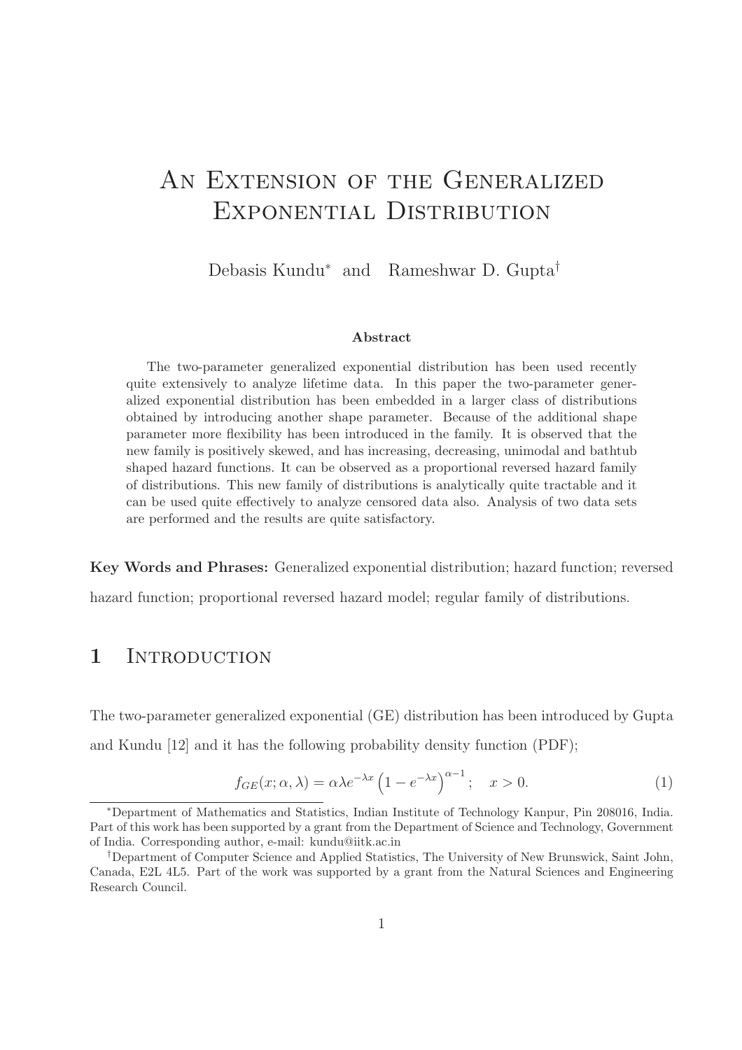# An Extension of the Generalized Exponential Distribution

Debasis Kundu* and Rameshwar D. Gupta†

**Abstract**

The two-parameter generalized exponential distribution has been used recently quite extensively to analyze lifetime data. In this paper the two-parameter generalized exponential distribution has been embedded in a larger class of distributions obtained by introducing another shape parameter. Because of the additional shape parameter more flexibility has been introduced in the family. It is observed that the new family is positively skewed, and has increasing, decreasing, unimodal and bathtub shaped hazard functions. It can be observed as a proportional reversed hazard family of distributions. This new family of distributions is analytically quite tractable and it can be used quite effectively to analyze censored data also. Analysis of two data sets are performed and the results are quite satisfactory.

**Key Words and Phrases:** Generalized exponential distribution; hazard function; reversed hazard function; proportional reversed hazard model; regular family of distributions.

## 1 Introduction

The two-parameter generalized exponential (GE) distribution has been introduced by Gupta and Kundu [12] and it has the following probability density function (PDF);

$$f_{GE}(x;\alpha,\lambda) = \alpha\lambda e^{-\lambda x}\left(1-e^{-\lambda x}\right)^{\alpha-1}; \quad x>0. \tag{1}$$

*Department of Mathematics and Statistics, Indian Institute of Technology Kanpur, Pin 208016, India. Part of this work has been supported by a grant from the Department of Science and Technology, Government of India. Corresponding author, e-mail: kundu@iitk.ac.in

†Department of Computer Science and Applied Statistics, The University of New Brunswick, Saint John, Canada, E2L 4L5. Part of the work was supported by a grant from the Natural Sciences and Engineering Research Council.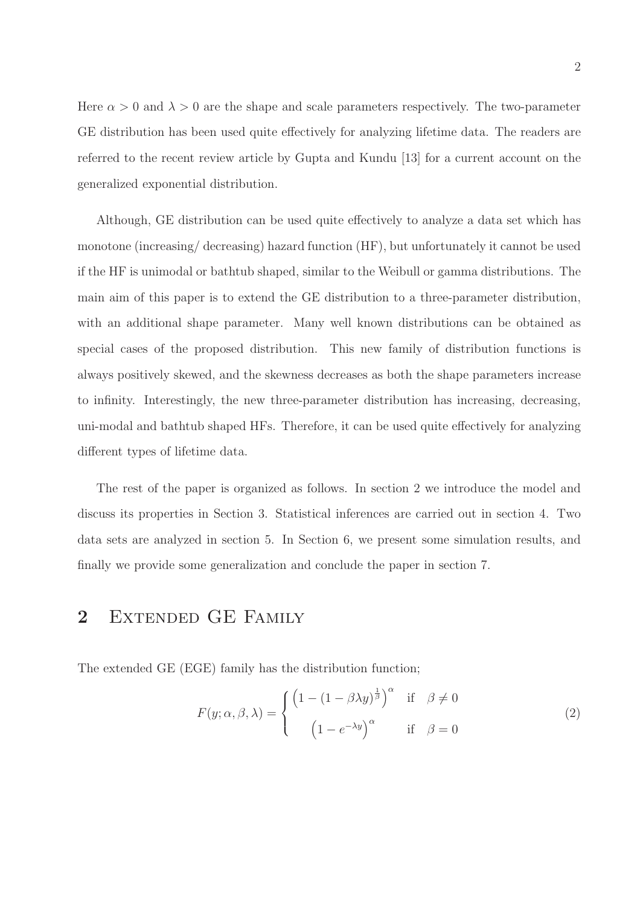Here $\alpha > 0$ and $\lambda > 0$ are the shape and scale parameters respectively. The two-parameter GE distribution has been used quite effectively for analyzing lifetime data. The readers are referred to the recent review article by Gupta and Kundu [13] for a current account on the generalized exponential distribution.

Although, GE distribution can be used quite effectively to analyze a data set which has monotone (increasing/ decreasing) hazard function (HF), but unfortunately it cannot be used if the HF is unimodal or bathtub shaped, similar to the Weibull or gamma distributions. The main aim of this paper is to extend the GE distribution to a three-parameter distribution, with an additional shape parameter. Many well known distributions can be obtained as special cases of the proposed distribution. This new family of distribution functions is always positively skewed, and the skewness decreases as both the shape parameters increase to infinity. Interestingly, the new three-parameter distribution has increasing, decreasing, uni-modal and bathtub shaped HFs. Therefore, it can be used quite effectively for analyzing different types of lifetime data.

The rest of the paper is organized as follows. In section 2 we introduce the model and discuss its properties in Section 3. Statistical inferences are carried out in section 4. Two data sets are analyzed in section 5. In Section 6, we present some simulation results, and finally we provide some generalization and conclude the paper in section 7.

## 2 Extended GE Family

The extended GE (EGE) family has the distribution function;

$$F(y; \alpha, \beta, \lambda) = \begin{cases} \left(1 - (1 - \beta\lambda y)^{\frac{1}{\beta}}\right)^{\alpha} & \text{if} \quad \beta \neq 0 \\ \left(1 - e^{-\lambda y}\right)^{\alpha} & \text{if} \quad \beta = 0 \end{cases} \tag{2}$$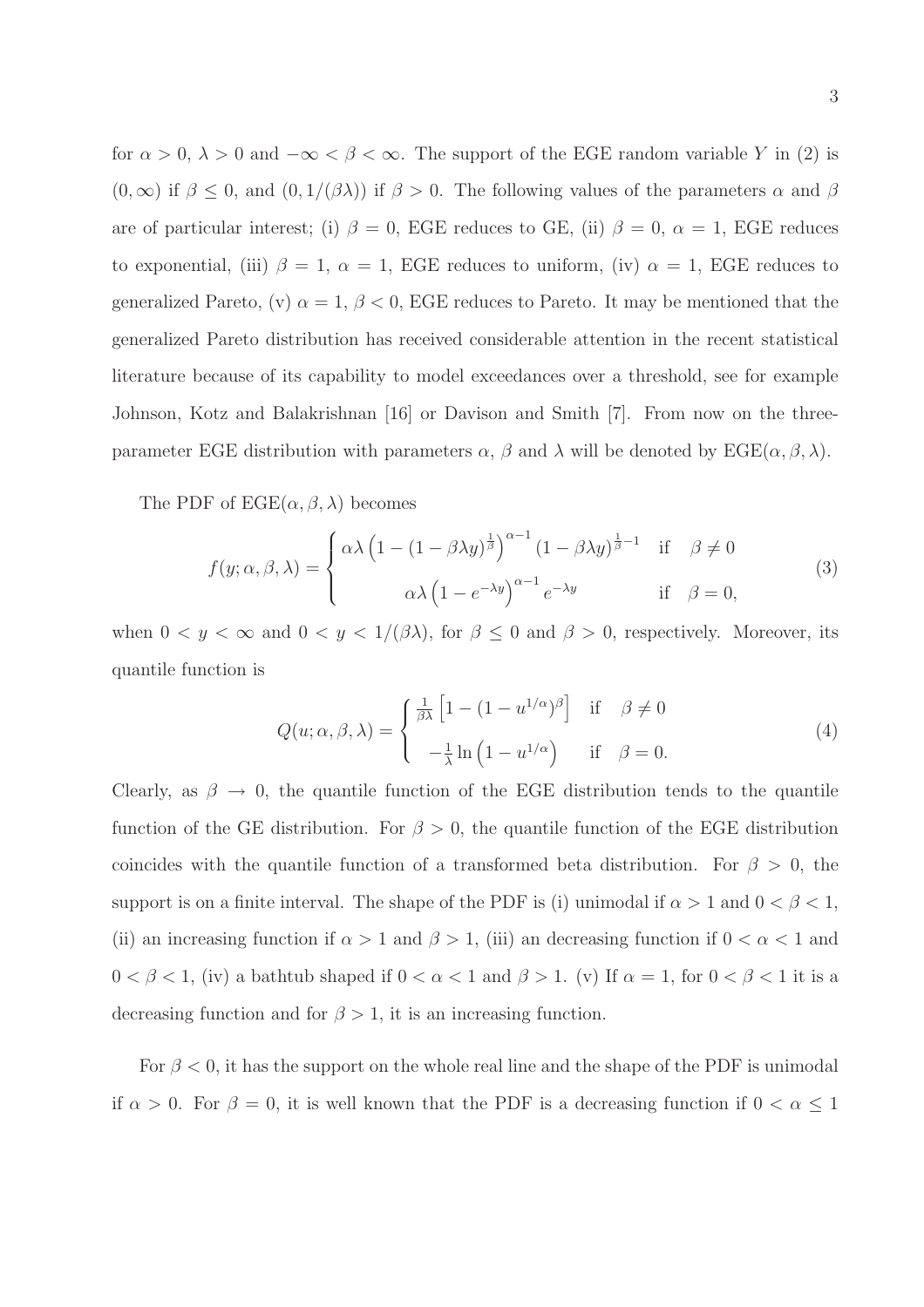for $\alpha > 0$, $\lambda > 0$ and $-\infty < \beta < \infty$. The support of the EGE random variable $Y$ in (2) is $(0, \infty)$ if $\beta \leq 0$, and $(0, 1/(\beta\lambda))$ if $\beta > 0$. The following values of the parameters $\alpha$ and $\beta$ are of particular interest; (i) $\beta = 0$, EGE reduces to GE, (ii) $\beta = 0$, $\alpha = 1$, EGE reduces to exponential, (iii) $\beta = 1$, $\alpha = 1$, EGE reduces to uniform, (iv) $\alpha = 1$, EGE reduces to generalized Pareto, (v) $\alpha = 1$, $\beta < 0$, EGE reduces to Pareto. It may be mentioned that the generalized Pareto distribution has received considerable attention in the recent statistical literature because of its capability to model exceedances over a threshold, see for example Johnson, Kotz and Balakrishnan [16] or Davison and Smith [7]. From now on the three-parameter EGE distribution with parameters $\alpha$, $\beta$ and $\lambda$ will be denoted by EGE$(\alpha, \beta, \lambda)$.

The PDF of EGE$(\alpha, \beta, \lambda)$ becomes

$$
f(y; \alpha, \beta, \lambda) = \begin{cases} \alpha\lambda \left(1 - (1 - \beta\lambda y)^{\frac{1}{\beta}}\right)^{\alpha - 1} (1 - \beta\lambda y)^{\frac{1}{\beta} - 1} & \text{if} \quad \beta \neq 0 \\ \alpha\lambda \left(1 - e^{-\lambda y}\right)^{\alpha - 1} e^{-\lambda y} & \text{if} \quad \beta = 0, \end{cases} \tag{3}
$$

when $0 < y < \infty$ and $0 < y < 1/(\beta\lambda)$, for $\beta \leq 0$ and $\beta > 0$, respectively. Moreover, its quantile function is

$$
Q(u; \alpha, \beta, \lambda) = \begin{cases} \frac{1}{\beta\lambda} \left[1 - (1 - u^{1/\alpha})^{\beta}\right] & \text{if} \quad \beta \neq 0 \\ -\frac{1}{\lambda} \ln\left(1 - u^{1/\alpha}\right) & \text{if} \quad \beta = 0. \end{cases} \tag{4}
$$

Clearly, as $\beta \to 0$, the quantile function of the EGE distribution tends to the quantile function of the GE distribution. For $\beta > 0$, the quantile function of the EGE distribution coincides with the quantile function of a transformed beta distribution. For $\beta > 0$, the support is on a finite interval. The shape of the PDF is (i) unimodal if $\alpha > 1$ and $0 < \beta < 1$, (ii) an increasing function if $\alpha > 1$ and $\beta > 1$, (iii) an decreasing function if $0 < \alpha < 1$ and $0 < \beta < 1$, (iv) a bathtub shaped if $0 < \alpha < 1$ and $\beta > 1$. (v) If $\alpha = 1$, for $0 < \beta < 1$ it is a decreasing function and for $\beta > 1$, it is an increasing function.

For $\beta < 0$, it has the support on the whole real line and the shape of the PDF is unimodal if $\alpha > 0$. For $\beta = 0$, it is well known that the PDF is a decreasing function if $0 < \alpha \leq 1$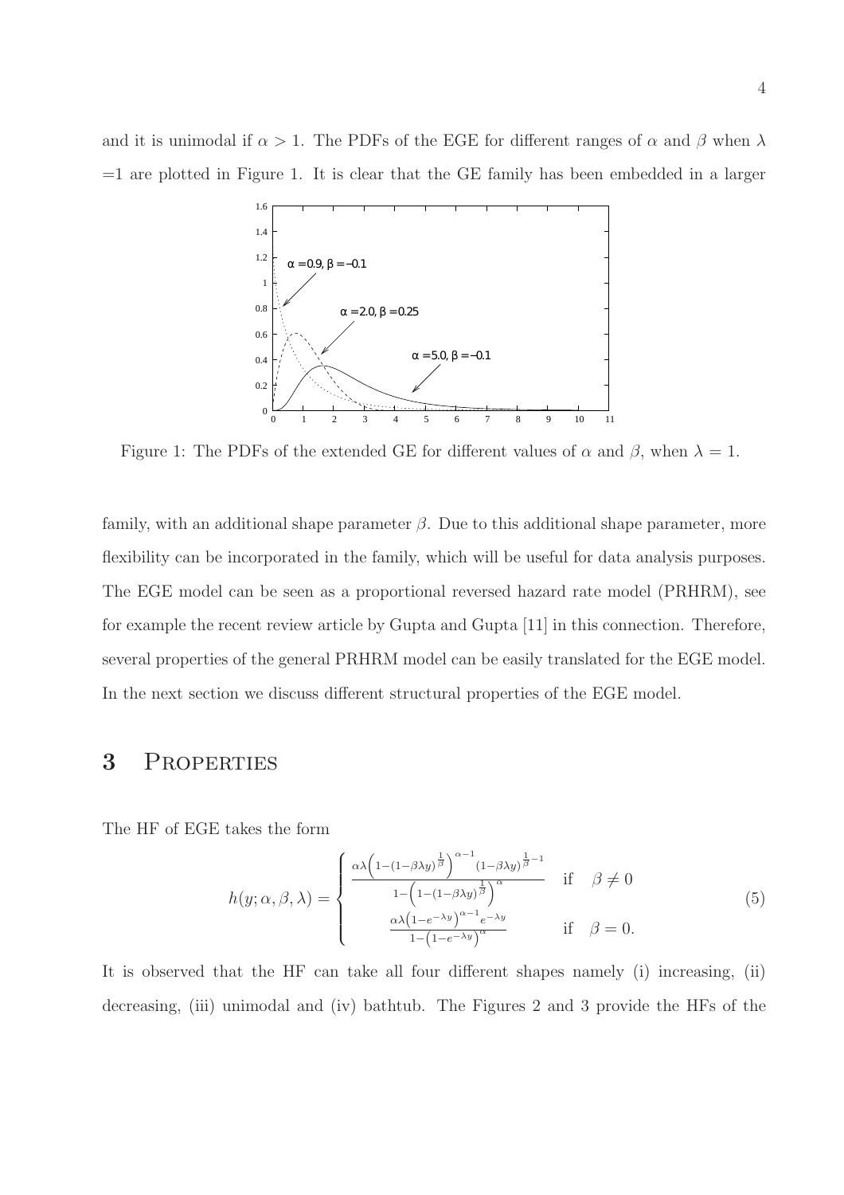and it is unimodal if $\alpha > 1$. The PDFs of the EGE for different ranges of $\alpha$ and $\beta$ when $\lambda = 1$ are plotted in Figure 1. It is clear that the GE family has been embedded in a larger

Figure 1: The PDFs of the extended GE for different values of $\alpha$ and $\beta$, when $\lambda = 1$.

family, with an additional shape parameter $\beta$. Due to this additional shape parameter, more flexibility can be incorporated in the family, which will be useful for data analysis purposes. The EGE model can be seen as a proportional reversed hazard rate model (PRHRM), see for example the recent review article by Gupta and Gupta [11] in this connection. Therefore, several properties of the general PRHRM model can be easily translated for the EGE model. In the next section we discuss different structural properties of the EGE model.

# 3 Properties

The HF of EGE takes the form

$$h(y;\alpha,\beta,\lambda) = \begin{cases} \dfrac{\alpha\lambda\left(1-(1-\beta\lambda y)^{\frac{1}{\beta}}\right)^{\alpha-1}(1-\beta\lambda y)^{\frac{1}{\beta}-1}}{1-\left(1-(1-\beta\lambda y)^{\frac{1}{\beta}}\right)^{\alpha}} & \text{if} \quad \beta \neq 0 \\ \dfrac{\alpha\lambda\left(1-e^{-\lambda y}\right)^{\alpha-1}e^{-\lambda y}}{1-\left(1-e^{-\lambda y}\right)^{\alpha}} & \text{if} \quad \beta = 0. \end{cases} \tag{5}$$

It is observed that the HF can take all four different shapes namely (i) increasing, (ii) decreasing, (iii) unimodal and (iv) bathtub. The Figures 2 and 3 provide the HFs of the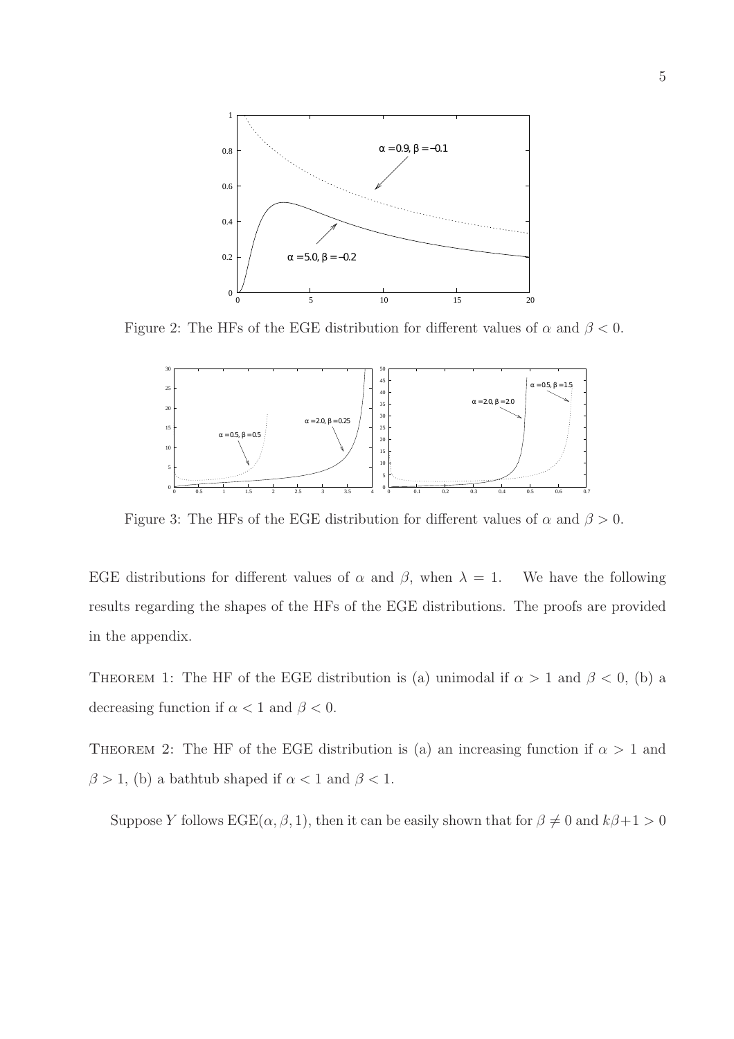Figure 2: The HFs of the EGE distribution for different values of $\alpha$ and $\beta < 0$.

Figure 3: The HFs of the EGE distribution for different values of $\alpha$ and $\beta > 0$.

EGE distributions for different values of $\alpha$ and $\beta$, when $\lambda = 1$. We have the following results regarding the shapes of the HFs of the EGE distributions. The proofs are provided in the appendix.

THEOREM 1: The HF of the EGE distribution is (a) unimodal if $\alpha > 1$ and $\beta < 0$, (b) a decreasing function if $\alpha < 1$ and $\beta < 0$.

THEOREM 2: The HF of the EGE distribution is (a) an increasing function if $\alpha > 1$ and $\beta > 1$, (b) a bathtub shaped if $\alpha < 1$ and $\beta < 1$.

Suppose $Y$ follows $\text{EGE}(\alpha, \beta, 1)$, then it can be easily shown that for $\beta \neq 0$ and $k\beta + 1 > 0$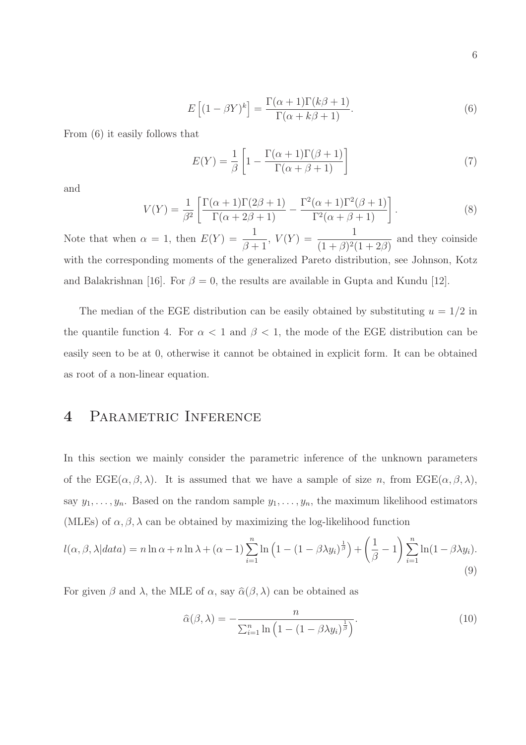$$E\left[(1-\beta Y)^k\right] = \frac{\Gamma(\alpha+1)\Gamma(k\beta+1)}{\Gamma(\alpha+k\beta+1)}. \tag{6}$$

From (6) it easily follows that

$$E(Y) = \frac{1}{\beta}\left[1 - \frac{\Gamma(\alpha+1)\Gamma(\beta+1)}{\Gamma(\alpha+\beta+1)}\right] \tag{7}$$

and

$$V(Y) = \frac{1}{\beta^2}\left[\frac{\Gamma(\alpha+1)\Gamma(2\beta+1)}{\Gamma(\alpha+2\beta+1)} - \frac{\Gamma^2(\alpha+1)\Gamma^2(\beta+1)}{\Gamma^2(\alpha+\beta+1)}\right]. \tag{8}$$

Note that when $\alpha = 1$, then $E(Y) = \dfrac{1}{\beta+1}$, $V(Y) = \dfrac{1}{(1+\beta)^2(1+2\beta)}$ and they coinside with the corresponding moments of the generalized Pareto distribution, see Johnson, Kotz and Balakrishnan [16]. For $\beta = 0$, the results are available in Gupta and Kundu [12].

The median of the EGE distribution can be easily obtained by substituting $u = 1/2$ in the quantile function 4. For $\alpha < 1$ and $\beta < 1$, the mode of the EGE distribution can be easily seen to be at 0, otherwise it cannot be obtained in explicit form. It can be obtained as root of a non-linear equation.

# 4 Parametric Inference

In this section we mainly consider the parametric inference of the unknown parameters of the EGE$(\alpha, \beta, \lambda)$. It is assumed that we have a sample of size $n$, from EGE$(\alpha, \beta, \lambda)$, say $y_1, \ldots, y_n$. Based on the random sample $y_1, \ldots, y_n$, the maximum likelihood estimators (MLEs) of $\alpha, \beta, \lambda$ can be obtained by maximizing the log-likelihood function

$$l(\alpha,\beta,\lambda|data) = n\ln\alpha + n\ln\lambda + (\alpha-1)\sum_{i=1}^{n}\ln\left(1-(1-\beta\lambda y_i)^{\frac{1}{\beta}}\right) + \left(\frac{1}{\beta}-1\right)\sum_{i=1}^{n}\ln(1-\beta\lambda y_i). \tag{9}$$

For given $\beta$ and $\lambda$, the MLE of $\alpha$, say $\widehat{\alpha}(\beta,\lambda)$ can be obtained as

$$\widehat{\alpha}(\beta,\lambda) = -\frac{n}{\sum_{i=1}^{n}\ln\left(1-(1-\beta\lambda y_i)^{\frac{1}{\beta}}\right)}. \tag{10}$$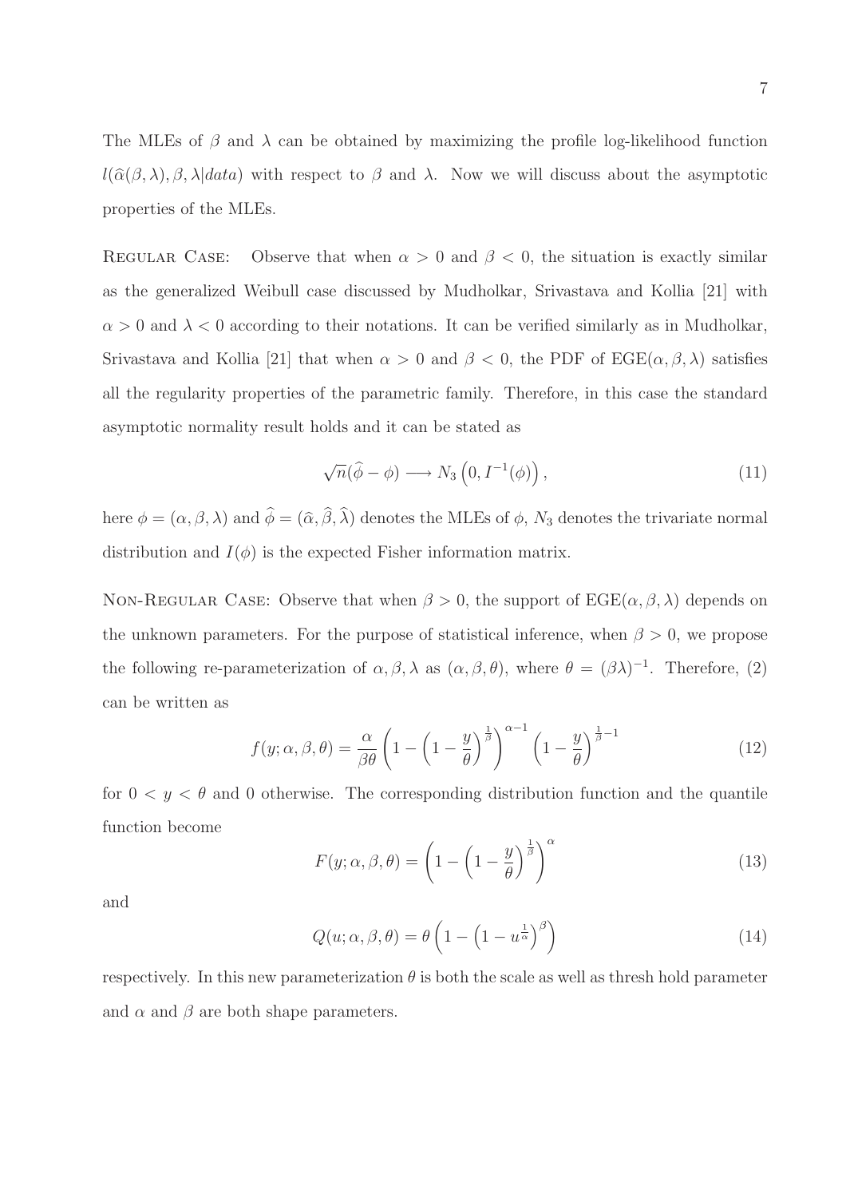The MLEs of $\beta$ and $\lambda$ can be obtained by maximizing the profile log-likelihood function $l(\widehat{\alpha}(\beta,\lambda), \beta, \lambda | data)$ with respect to $\beta$ and $\lambda$. Now we will discuss about the asymptotic properties of the MLEs.

Regular Case: Observe that when $\alpha > 0$ and $\beta < 0$, the situation is exactly similar as the generalized Weibull case discussed by Mudholkar, Srivastava and Kollia [21] with $\alpha > 0$ and $\lambda < 0$ according to their notations. It can be verified similarly as in Mudholkar, Srivastava and Kollia [21] that when $\alpha > 0$ and $\beta < 0$, the PDF of $\text{EGE}(\alpha, \beta, \lambda)$ satisfies all the regularity properties of the parametric family. Therefore, in this case the standard asymptotic normality result holds and it can be stated as

$$\sqrt{n}(\widehat{\phi} - \phi) \longrightarrow N_3\left(0, I^{-1}(\phi)\right), \tag{11}$$

here $\phi = (\alpha, \beta, \lambda)$ and $\widehat{\phi} = (\widehat{\alpha}, \widehat{\beta}, \widehat{\lambda})$ denotes the MLEs of $\phi$, $N_3$ denotes the trivariate normal distribution and $I(\phi)$ is the expected Fisher information matrix.

Non-Regular Case: Observe that when $\beta > 0$, the support of $\text{EGE}(\alpha, \beta, \lambda)$ depends on the unknown parameters. For the purpose of statistical inference, when $\beta > 0$, we propose the following re-parameterization of $\alpha, \beta, \lambda$ as $(\alpha, \beta, \theta)$, where $\theta = (\beta\lambda)^{-1}$. Therefore, (2) can be written as

$$f(y; \alpha, \beta, \theta) = \frac{\alpha}{\beta\theta}\left(1 - \left(1 - \frac{y}{\theta}\right)^{\frac{1}{\beta}}\right)^{\alpha - 1}\left(1 - \frac{y}{\theta}\right)^{\frac{1}{\beta} - 1} \tag{12}$$

for $0 < y < \theta$ and 0 otherwise. The corresponding distribution function and the quantile function become

$$F(y; \alpha, \beta, \theta) = \left(1 - \left(1 - \frac{y}{\theta}\right)^{\frac{1}{\beta}}\right)^{\alpha} \tag{13}$$

and

$$Q(u; \alpha, \beta, \theta) = \theta\left(1 - \left(1 - u^{\frac{1}{\alpha}}\right)^{\beta}\right) \tag{14}$$

respectively. In this new parameterization $\theta$ is both the scale as well as thresh hold parameter and $\alpha$ and $\beta$ are both shape parameters.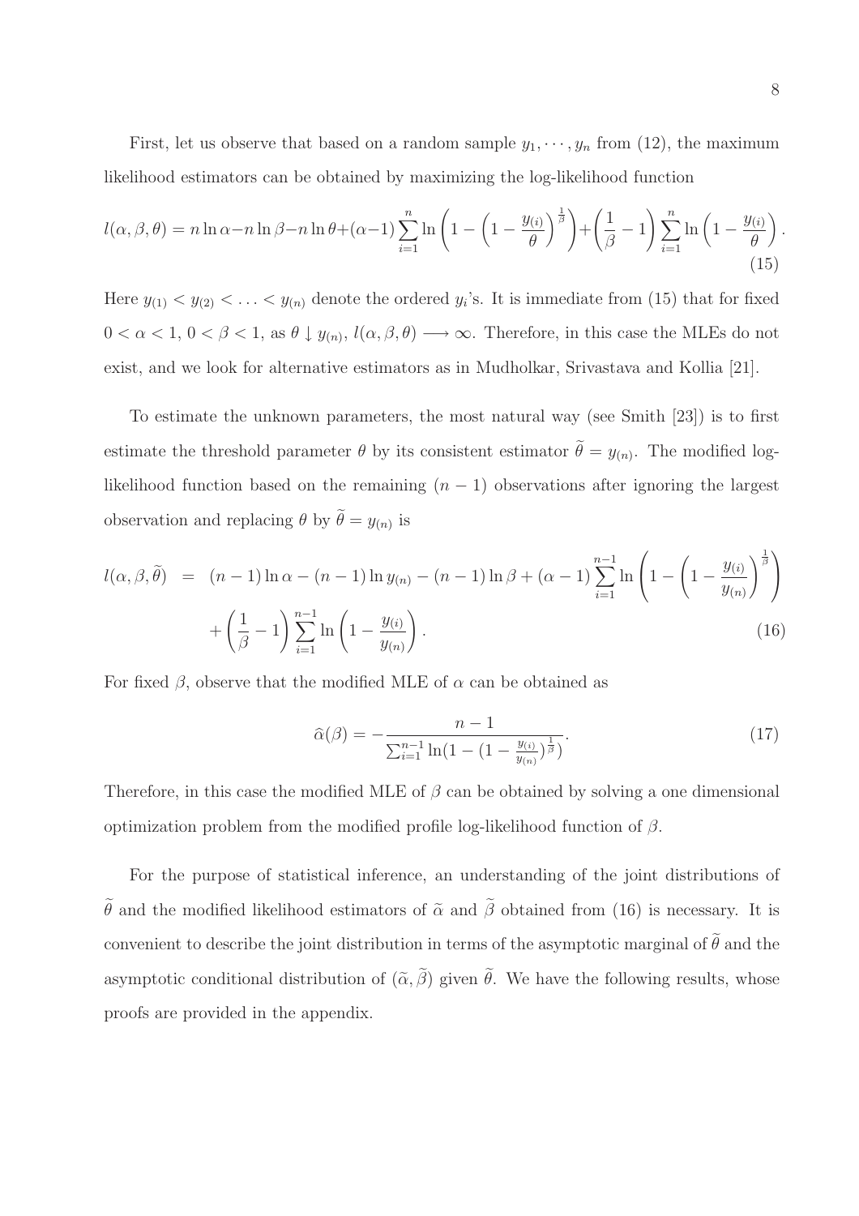First, let us observe that based on a random sample $y_1, \cdots, y_n$ from (12), the maximum likelihood estimators can be obtained by maximizing the log-likelihood function

$$l(\alpha, \beta, \theta) = n \ln \alpha - n \ln \beta - n \ln \theta + (\alpha - 1) \sum_{i=1}^{n} \ln \left( 1 - \left( 1 - \frac{y_{(i)}}{\theta} \right)^{\frac{1}{\beta}} \right) + \left( \frac{1}{\beta} - 1 \right) \sum_{i=1}^{n} \ln \left( 1 - \frac{y_{(i)}}{\theta} \right). \tag{15}$$

Here $y_{(1)} < y_{(2)} < \ldots < y_{(n)}$ denote the ordered $y_i$'s. It is immediate from (15) that for fixed $0 < \alpha < 1$, $0 < \beta < 1$, as $\theta \downarrow y_{(n)}$, $l(\alpha, \beta, \theta) \longrightarrow \infty$. Therefore, in this case the MLEs do not exist, and we look for alternative estimators as in Mudholkar, Srivastava and Kollia [21].

To estimate the unknown parameters, the most natural way (see Smith [23]) is to first estimate the threshold parameter $\theta$ by its consistent estimator $\widetilde{\theta} = y_{(n)}$. The modified log-likelihood function based on the remaining $(n-1)$ observations after ignoring the largest observation and replacing $\theta$ by $\widetilde{\theta} = y_{(n)}$ is

$$\begin{aligned} l(\alpha, \beta, \widetilde{\theta}) &= (n-1) \ln \alpha - (n-1) \ln y_{(n)} - (n-1) \ln \beta + (\alpha - 1) \sum_{i=1}^{n-1} \ln \left( 1 - \left( 1 - \frac{y_{(i)}}{y_{(n)}} \right)^{\frac{1}{\beta}} \right) \\ &\quad + \left( \frac{1}{\beta} - 1 \right) \sum_{i=1}^{n-1} \ln \left( 1 - \frac{y_{(i)}}{y_{(n)}} \right). \end{aligned} \tag{16}$$

For fixed $\beta$, observe that the modified MLE of $\alpha$ can be obtained as

$$\widehat{\alpha}(\beta) = -\frac{n-1}{\sum_{i=1}^{n-1} \ln(1 - (1 - \frac{y_{(i)}}{y_{(n)}})^{\frac{1}{\beta}})}. \tag{17}$$

Therefore, in this case the modified MLE of $\beta$ can be obtained by solving a one dimensional optimization problem from the modified profile log-likelihood function of $\beta$.

For the purpose of statistical inference, an understanding of the joint distributions of $\widetilde{\theta}$ and the modified likelihood estimators of $\widetilde{\alpha}$ and $\widetilde{\beta}$ obtained from (16) is necessary. It is convenient to describe the joint distribution in terms of the asymptotic marginal of $\widetilde{\theta}$ and the asymptotic conditional distribution of $(\widetilde{\alpha}, \widetilde{\beta})$ given $\widetilde{\theta}$. We have the following results, whose proofs are provided in the appendix.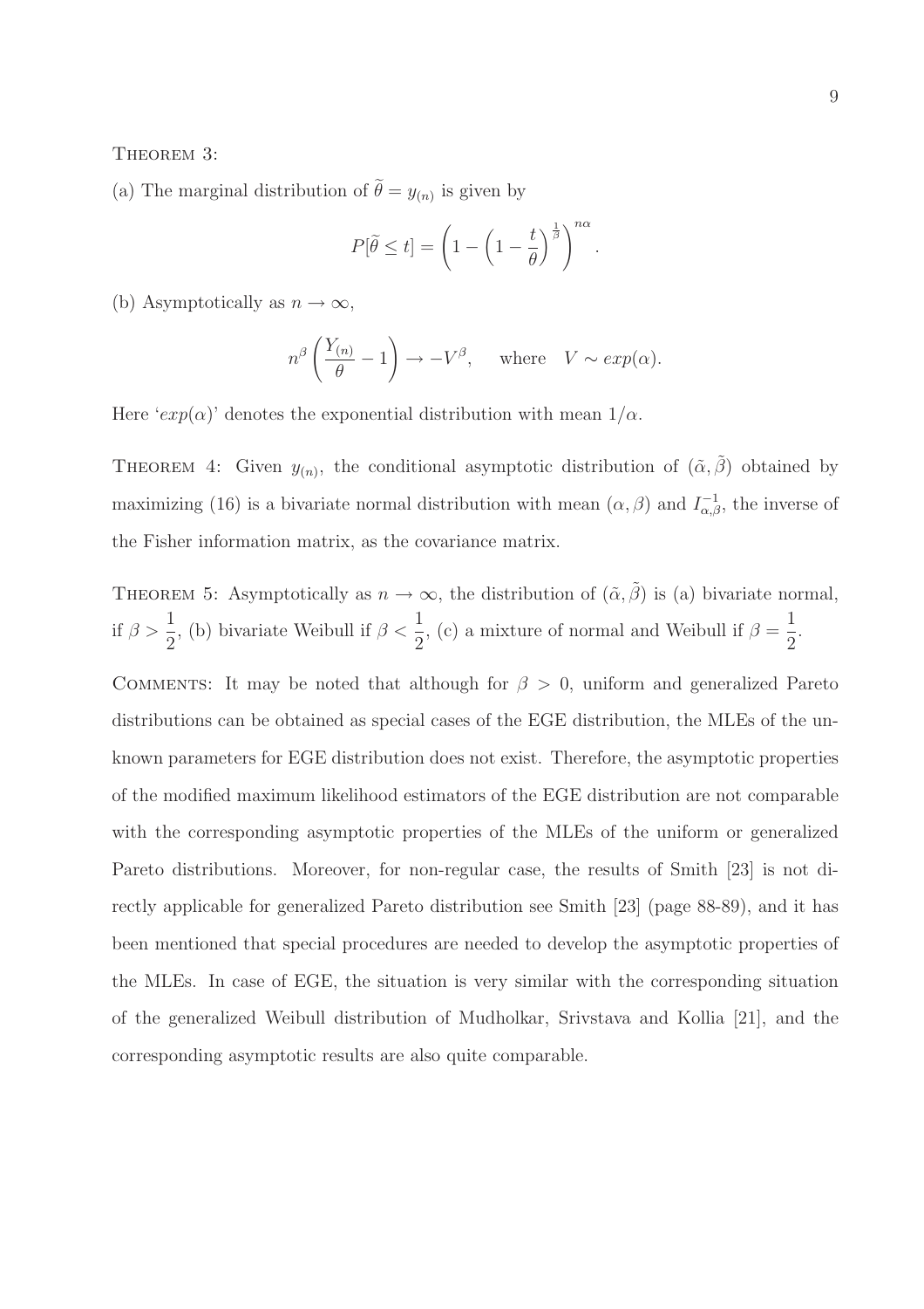THEOREM 3:

(a) The marginal distribution of $\widetilde{\theta} = y_{(n)}$ is given by

$$P[\widetilde{\theta} \leq t] = \left(1 - \left(1 - \frac{t}{\theta}\right)^{\frac{1}{\beta}}\right)^{n\alpha}.$$

(b) Asymptotically as $n \to \infty$,

$$n^{\beta}\left(\frac{Y_{(n)}}{\theta} - 1\right) \to -V^{\beta}, \quad \text{where} \quad V \sim exp(\alpha).$$

Here '$exp(\alpha)$' denotes the exponential distribution with mean $1/\alpha$.

THEOREM 4: Given $y_{(n)}$, the conditional asymptotic distribution of $(\tilde{\alpha}, \tilde{\beta})$ obtained by maximizing (16) is a bivariate normal distribution with mean $(\alpha, \beta)$ and $I^{-1}_{\alpha,\beta}$, the inverse of the Fisher information matrix, as the covariance matrix.

THEOREM 5: Asymptotically as $n \to \infty$, the distribution of $(\tilde{\alpha}, \tilde{\beta})$ is (a) bivariate normal, if $\beta > \dfrac{1}{2}$, (b) bivariate Weibull if $\beta < \dfrac{1}{2}$, (c) a mixture of normal and Weibull if $\beta = \dfrac{1}{2}$.

COMMENTS: It may be noted that although for $\beta > 0$, uniform and generalized Pareto distributions can be obtained as special cases of the EGE distribution, the MLEs of the unknown parameters for EGE distribution does not exist. Therefore, the asymptotic properties of the modified maximum likelihood estimators of the EGE distribution are not comparable with the corresponding asymptotic properties of the MLEs of the uniform or generalized Pareto distributions. Moreover, for non-regular case, the results of Smith [23] is not directly applicable for generalized Pareto distribution see Smith [23] (page 88-89), and it has been mentioned that special procedures are needed to develop the asymptotic properties of the MLEs. In case of EGE, the situation is very similar with the corresponding situation of the generalized Weibull distribution of Mudholkar, Srivstava and Kollia [21], and the corresponding asymptotic results are also quite comparable.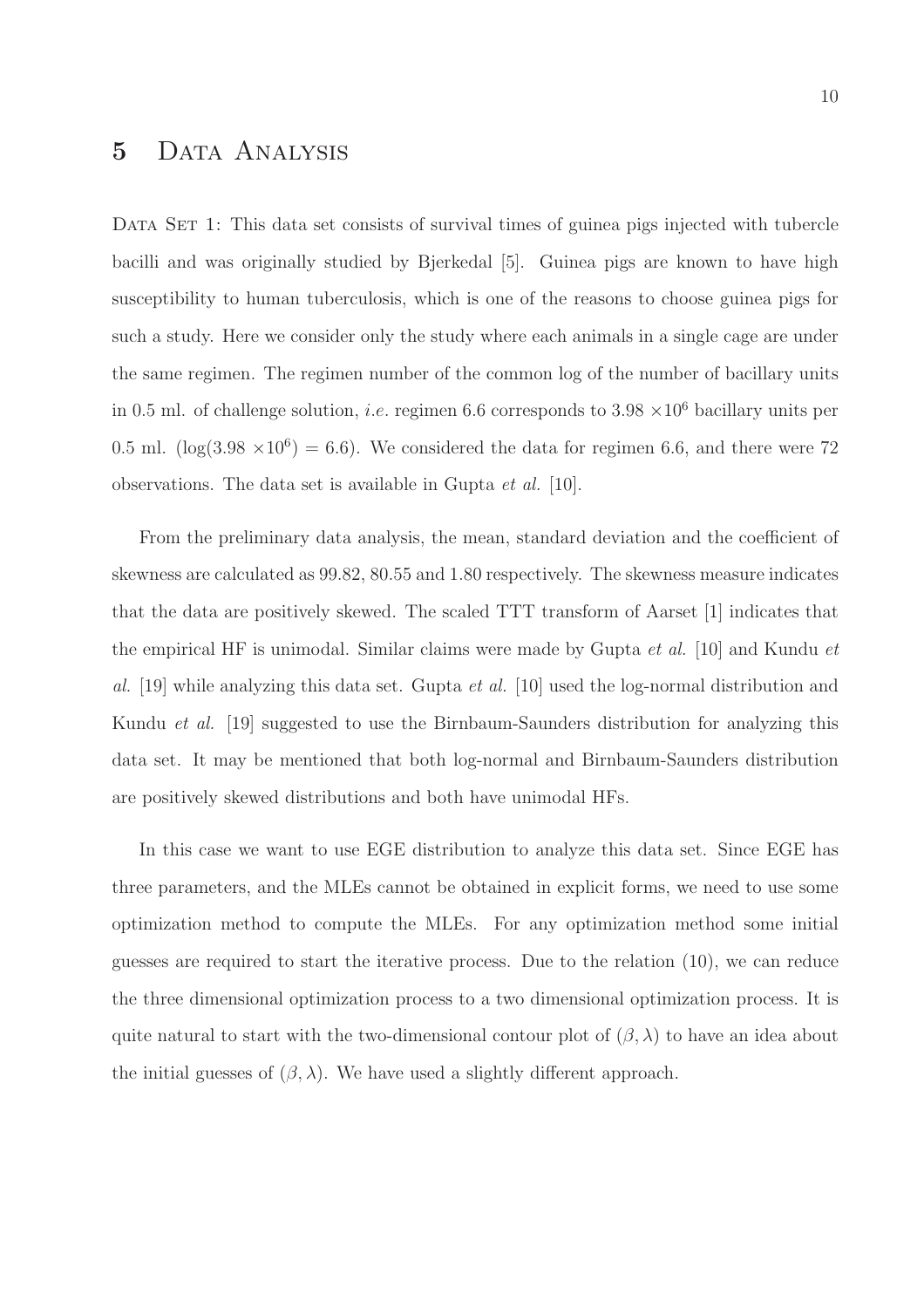## 5 Data Analysis

Data Set 1: This data set consists of survival times of guinea pigs injected with tubercle bacilli and was originally studied by Bjerkedal [5]. Guinea pigs are known to have high susceptibility to human tuberculosis, which is one of the reasons to choose guinea pigs for such a study. Here we consider only the study where each animals in a single cage are under the same regimen. The regimen number of the common log of the number of bacillary units in 0.5 ml. of challenge solution, *i.e.* regimen 6.6 corresponds to $3.98 \times 10^6$ bacillary units per 0.5 ml. ($\log(3.98 \times 10^6) = 6.6$). We considered the data for regimen 6.6, and there were 72 observations. The data set is available in Gupta *et al.* [10].

From the preliminary data analysis, the mean, standard deviation and the coefficient of skewness are calculated as 99.82, 80.55 and 1.80 respectively. The skewness measure indicates that the data are positively skewed. The scaled TTT transform of Aarset [1] indicates that the empirical HF is unimodal. Similar claims were made by Gupta *et al.* [10] and Kundu *et al.* [19] while analyzing this data set. Gupta *et al.* [10] used the log-normal distribution and Kundu *et al.* [19] suggested to use the Birnbaum-Saunders distribution for analyzing this data set. It may be mentioned that both log-normal and Birnbaum-Saunders distribution are positively skewed distributions and both have unimodal HFs.

In this case we want to use EGE distribution to analyze this data set. Since EGE has three parameters, and the MLEs cannot be obtained in explicit forms, we need to use some optimization method to compute the MLEs. For any optimization method some initial guesses are required to start the iterative process. Due to the relation (10), we can reduce the three dimensional optimization process to a two dimensional optimization process. It is quite natural to start with the two-dimensional contour plot of $(\beta, \lambda)$ to have an idea about the initial guesses of $(\beta, \lambda)$. We have used a slightly different approach.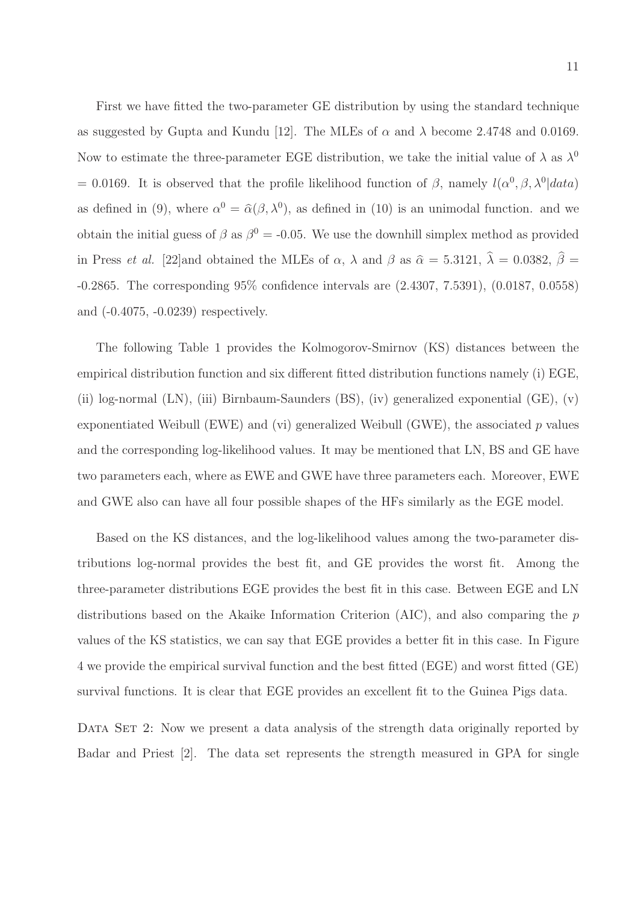First we have fitted the two-parameter GE distribution by using the standard technique as suggested by Gupta and Kundu [12]. The MLEs of $\alpha$ and $\lambda$ become 2.4748 and 0.0169. Now to estimate the three-parameter EGE distribution, we take the initial value of $\lambda$ as $\lambda^0$ = 0.0169. It is observed that the profile likelihood function of $\beta$, namely $l(\alpha^0, \beta, \lambda^0|data)$ as defined in (9), where $\alpha^0 = \widehat{\alpha}(\beta, \lambda^0)$, as defined in (10) is an unimodal function. and we obtain the initial guess of $\beta$ as $\beta^0$ = -0.05. We use the downhill simplex method as provided in Press *et al.* [22]and obtained the MLEs of $\alpha$, $\lambda$ and $\beta$ as $\widehat{\alpha}$ = 5.3121, $\widehat{\lambda}$ = 0.0382, $\widehat{\beta}$ = -0.2865. The corresponding 95% confidence intervals are (2.4307, 7.5391), (0.0187, 0.0558) and (-0.4075, -0.0239) respectively.

The following Table 1 provides the Kolmogorov-Smirnov (KS) distances between the empirical distribution function and six different fitted distribution functions namely (i) EGE, (ii) log-normal (LN), (iii) Birnbaum-Saunders (BS), (iv) generalized exponential (GE), (v) exponentiated Weibull (EWE) and (vi) generalized Weibull (GWE), the associated $p$ values and the corresponding log-likelihood values. It may be mentioned that LN, BS and GE have two parameters each, where as EWE and GWE have three parameters each. Moreover, EWE and GWE also can have all four possible shapes of the HFs similarly as the EGE model.

Based on the KS distances, and the log-likelihood values among the two-parameter distributions log-normal provides the best fit, and GE provides the worst fit. Among the three-parameter distributions EGE provides the best fit in this case. Between EGE and LN distributions based on the Akaike Information Criterion (AIC), and also comparing the $p$ values of the KS statistics, we can say that EGE provides a better fit in this case. In Figure 4 we provide the empirical survival function and the best fitted (EGE) and worst fitted (GE) survival functions. It is clear that EGE provides an excellent fit to the Guinea Pigs data.

Data Set 2: Now we present a data analysis of the strength data originally reported by Badar and Priest [2]. The data set represents the strength measured in GPA for single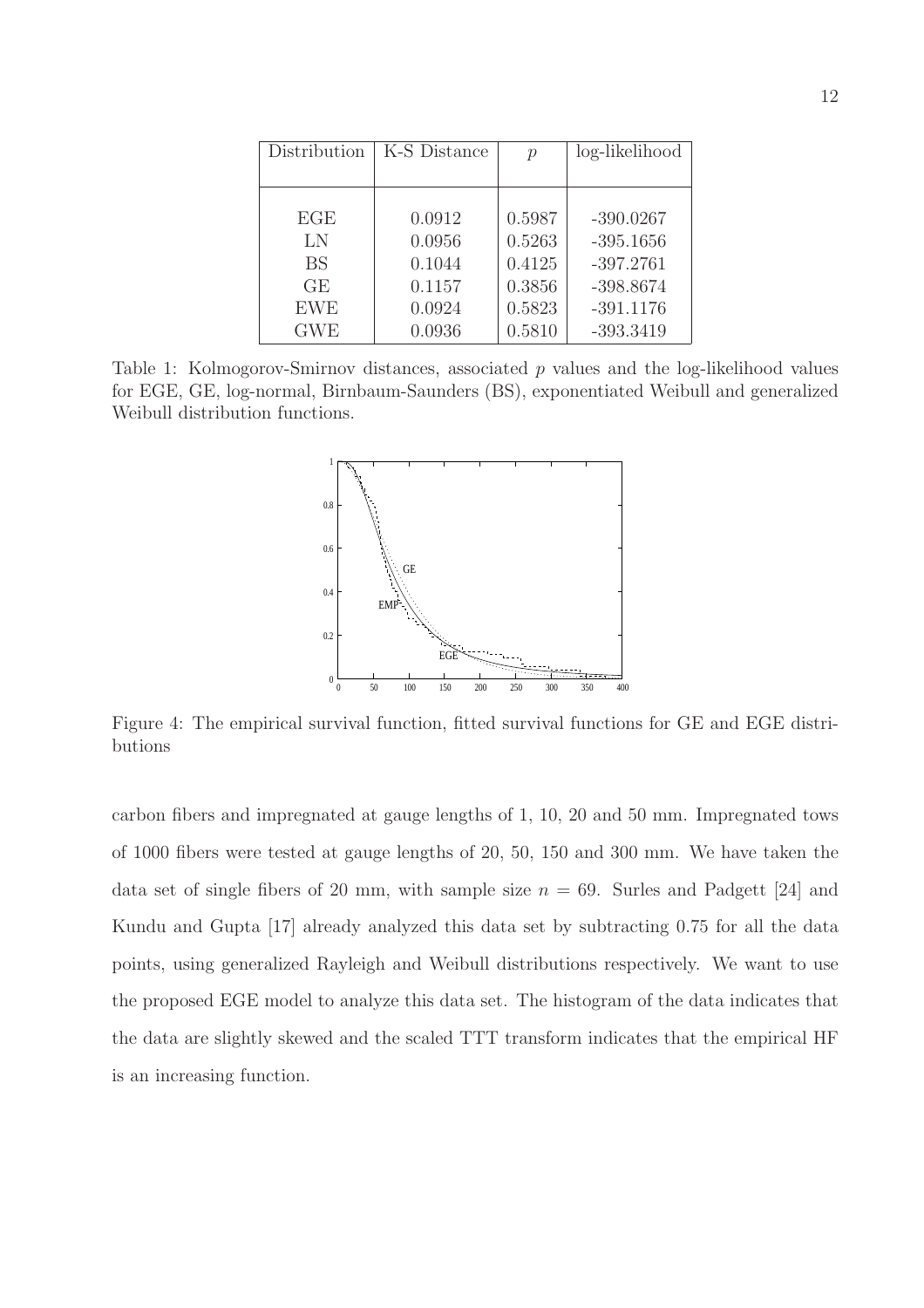| Distribution | K-S Distance | $p$ | log-likelihood |
|---|---|---|---|
| EGE | 0.0912 | 0.5987 | -390.0267 |
| LN | 0.0956 | 0.5263 | -395.1656 |
| BS | 0.1044 | 0.4125 | -397.2761 |
| GE | 0.1157 | 0.3856 | -398.8674 |
| EWE | 0.0924 | 0.5823 | -391.1176 |
| GWE | 0.0936 | 0.5810 | -393.3419 |

Table 1: Kolmogorov-Smirnov distances, associated $p$ values and the log-likelihood values for EGE, GE, log-normal, Birnbaum-Saunders (BS), exponentiated Weibull and generalized Weibull distribution functions.

Figure 4: The empirical survival function, fitted survival functions for GE and EGE distributions

carbon fibers and impregnated at gauge lengths of 1, 10, 20 and 50 mm. Impregnated tows of 1000 fibers were tested at gauge lengths of 20, 50, 150 and 300 mm. We have taken the data set of single fibers of 20 mm, with sample size $n = 69$. Surles and Padgett [24] and Kundu and Gupta [17] already analyzed this data set by subtracting 0.75 for all the data points, using generalized Rayleigh and Weibull distributions respectively. We want to use the proposed EGE model to analyze this data set. The histogram of the data indicates that the data are slightly skewed and the scaled TTT transform indicates that the empirical HF is an increasing function.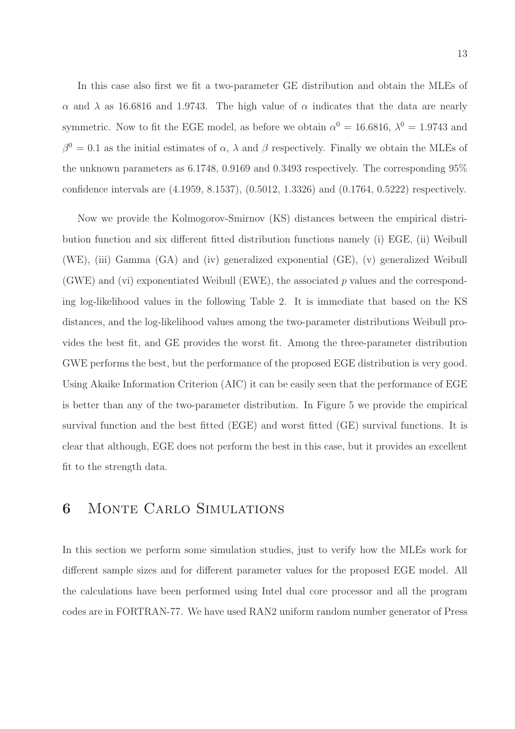In this case also first we fit a two-parameter GE distribution and obtain the MLEs of $\alpha$ and $\lambda$ as 16.6816 and 1.9743. The high value of $\alpha$ indicates that the data are nearly symmetric. Now to fit the EGE model, as before we obtain $\alpha^0 = 16.6816$, $\lambda^0 = 1.9743$ and $\beta^0 = 0.1$ as the initial estimates of $\alpha$, $\lambda$ and $\beta$ respectively. Finally we obtain the MLEs of the unknown parameters as 6.1748, 0.9169 and 0.3493 respectively. The corresponding 95% confidence intervals are (4.1959, 8.1537), (0.5012, 1.3326) and (0.1764, 0.5222) respectively.

Now we provide the Kolmogorov-Smirnov (KS) distances between the empirical distribution function and six different fitted distribution functions namely (i) EGE, (ii) Weibull (WE), (iii) Gamma (GA) and (iv) generalized exponential (GE), (v) generalized Weibull (GWE) and (vi) exponentiated Weibull (EWE), the associated $p$ values and the corresponding log-likelihood values in the following Table 2. It is immediate that based on the KS distances, and the log-likelihood values among the two-parameter distributions Weibull provides the best fit, and GE provides the worst fit. Among the three-parameter distribution GWE performs the best, but the performance of the proposed EGE distribution is very good. Using Akaike Information Criterion (AIC) it can be easily seen that the performance of EGE is better than any of the two-parameter distribution. In Figure 5 we provide the empirical survival function and the best fitted (EGE) and worst fitted (GE) survival functions. It is clear that although, EGE does not perform the best in this case, but it provides an excellent fit to the strength data.

## 6 Monte Carlo Simulations

In this section we perform some simulation studies, just to verify how the MLEs work for different sample sizes and for different parameter values for the proposed EGE model. All the calculations have been performed using Intel dual core processor and all the program codes are in FORTRAN-77. We have used RAN2 uniform random number generator of Press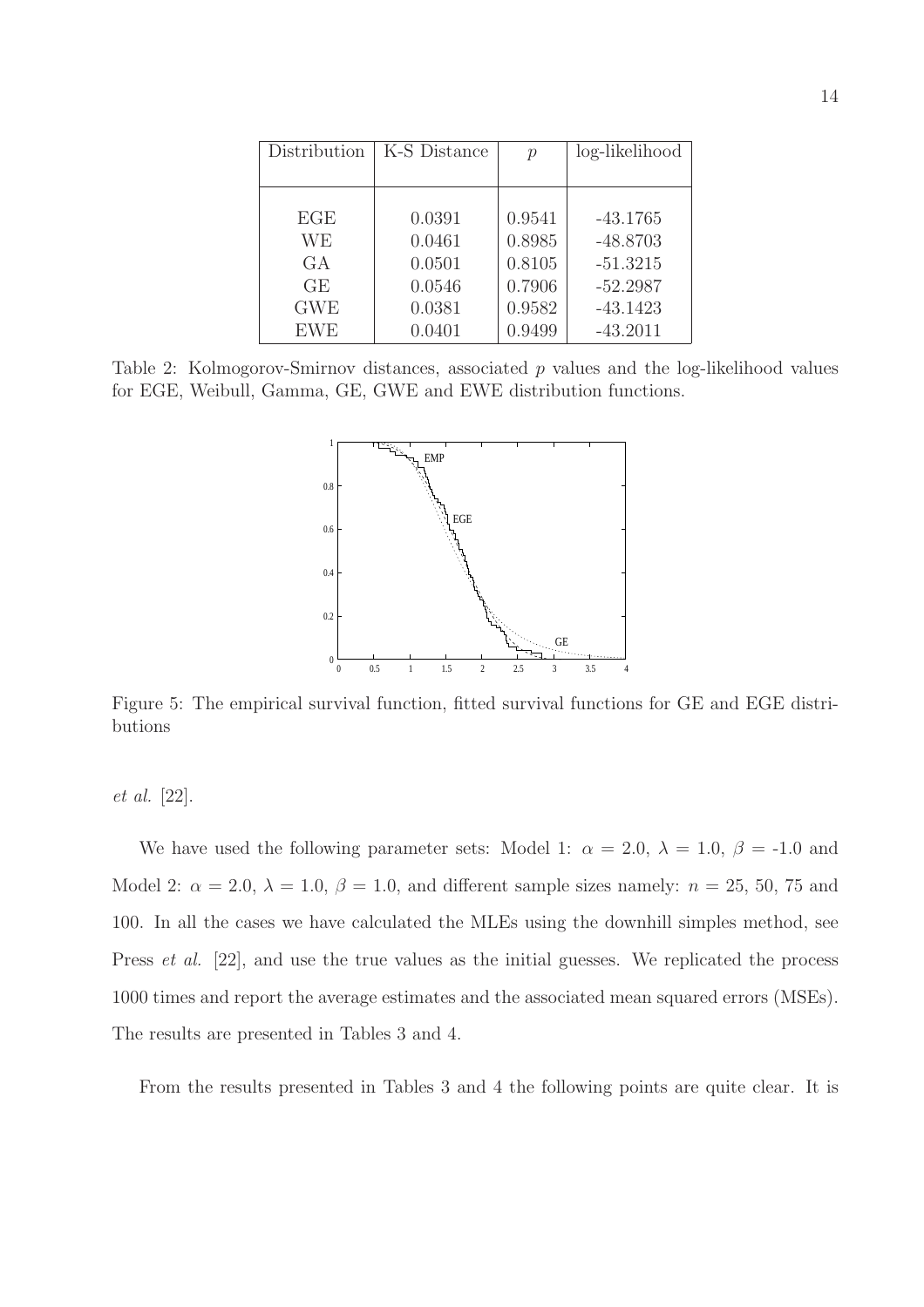| Distribution | K-S Distance | $p$ | log-likelihood |
|---|---|---|---|
| EGE | 0.0391 | 0.9541 | -43.1765 |
| WE | 0.0461 | 0.8985 | -48.8703 |
| GA | 0.0501 | 0.8105 | -51.3215 |
| GE | 0.0546 | 0.7906 | -52.2987 |
| GWE | 0.0381 | 0.9582 | -43.1423 |
| EWE | 0.0401 | 0.9499 | -43.2011 |

Table 2: Kolmogorov-Smirnov distances, associated $p$ values and the log-likelihood values for EGE, Weibull, Gamma, GE, GWE and EWE distribution functions.

Figure 5: The empirical survival function, fitted survival functions for GE and EGE distributions

*et al.* [22].

We have used the following parameter sets: Model 1: $\alpha$ = 2.0, $\lambda$ = 1.0, $\beta$ = -1.0 and Model 2: $\alpha$ = 2.0, $\lambda$ = 1.0, $\beta$ = 1.0, and different sample sizes namely: $n$ = 25, 50, 75 and 100. In all the cases we have calculated the MLEs using the downhill simples method, see Press *et al.* [22], and use the true values as the initial guesses. We replicated the process 1000 times and report the average estimates and the associated mean squared errors (MSEs). The results are presented in Tables 3 and 4.

From the results presented in Tables 3 and 4 the following points are quite clear. It is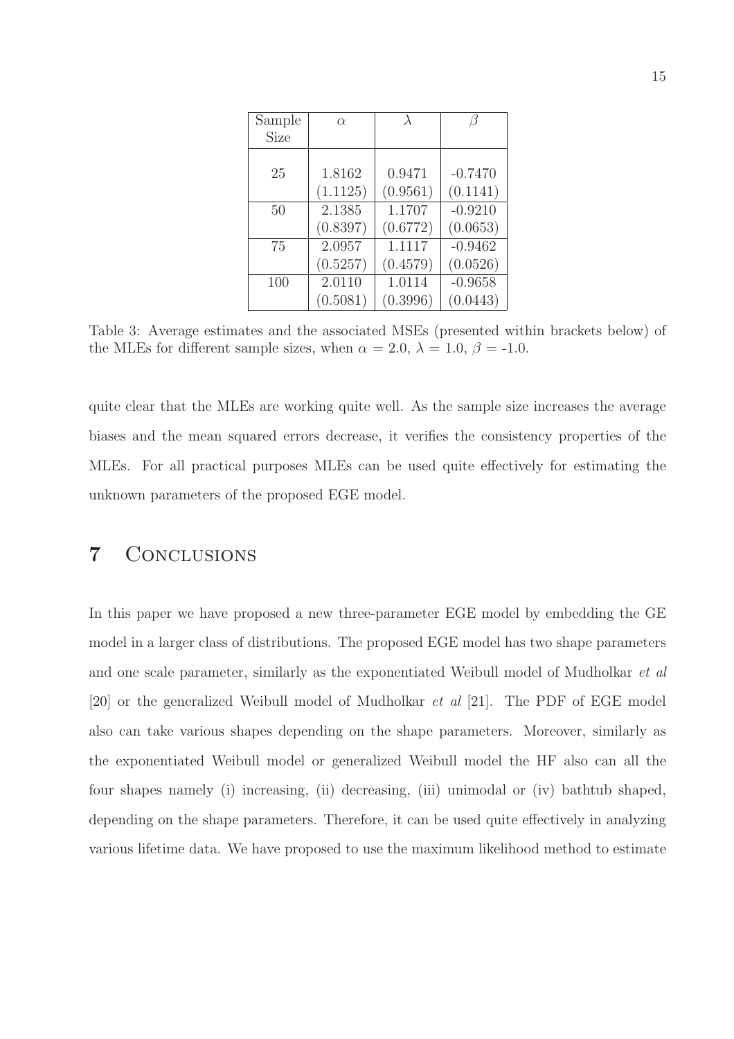| Sample Size | $\alpha$ | $\lambda$ | $\beta$ |
|---|---|---|---|
| 25 | 1.8162 | 0.9471 | -0.7470 |
| | (1.1125) | (0.9561) | (0.1141) |
| 50 | 2.1385 | 1.1707 | -0.9210 |
| | (0.8397) | (0.6772) | (0.0653) |
| 75 | 2.0957 | 1.1117 | -0.9462 |
| | (0.5257) | (0.4579) | (0.0526) |
| 100 | 2.0110 | 1.0114 | -0.9658 |
| | (0.5081) | (0.3996) | (0.0443) |

Table 3: Average estimates and the associated MSEs (presented within brackets below) of the MLEs for different sample sizes, when $\alpha$ = 2.0, $\lambda$ = 1.0, $\beta$ = -1.0.

quite clear that the MLEs are working quite well. As the sample size increases the average biases and the mean squared errors decrease, it verifies the consistency properties of the MLEs. For all practical purposes MLEs can be used quite effectively for estimating the unknown parameters of the proposed EGE model.

## 7 Conclusions

In this paper we have proposed a new three-parameter EGE model by embedding the GE model in a larger class of distributions. The proposed EGE model has two shape parameters and one scale parameter, similarly as the exponentiated Weibull model of Mudholkar *et al* [20] or the generalized Weibull model of Mudholkar *et al* [21]. The PDF of EGE model also can take various shapes depending on the shape parameters. Moreover, similarly as the exponentiated Weibull model or generalized Weibull model the HF also can all the four shapes namely (i) increasing, (ii) decreasing, (iii) unimodal or (iv) bathtub shaped, depending on the shape parameters. Therefore, it can be used quite effectively in analyzing various lifetime data. We have proposed to use the maximum likelihood method to estimate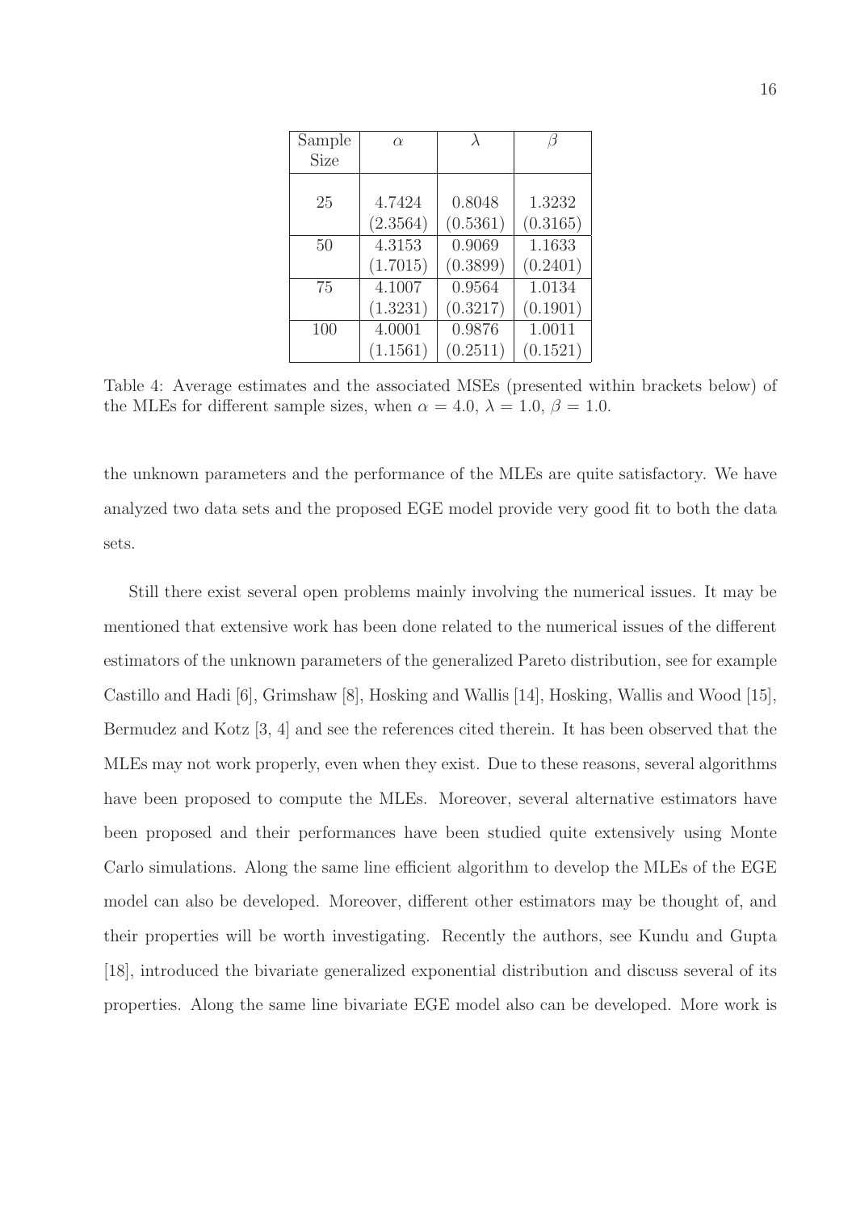| Sample Size | $\alpha$ | $\lambda$ | $\beta$ |
|---|---|---|---|
| 25 | 4.7424 | 0.8048 | 1.3232 |
| | (2.3564) | (0.5361) | (0.3165) |
| 50 | 4.3153 | 0.9069 | 1.1633 |
| | (1.7015) | (0.3899) | (0.2401) |
| 75 | 4.1007 | 0.9564 | 1.0134 |
| | (1.3231) | (0.3217) | (0.1901) |
| 100 | 4.0001 | 0.9876 | 1.0011 |
| | (1.1561) | (0.2511) | (0.1521) |

Table 4: Average estimates and the associated MSEs (presented within brackets below) of the MLEs for different sample sizes, when $\alpha = 4.0$, $\lambda = 1.0$, $\beta = 1.0$.

the unknown parameters and the performance of the MLEs are quite satisfactory. We have analyzed two data sets and the proposed EGE model provide very good fit to both the data sets.

Still there exist several open problems mainly involving the numerical issues. It may be mentioned that extensive work has been done related to the numerical issues of the different estimators of the unknown parameters of the generalized Pareto distribution, see for example Castillo and Hadi [6], Grimshaw [8], Hosking and Wallis [14], Hosking, Wallis and Wood [15], Bermudez and Kotz [3, 4] and see the references cited therein. It has been observed that the MLEs may not work properly, even when they exist. Due to these reasons, several algorithms have been proposed to compute the MLEs. Moreover, several alternative estimators have been proposed and their performances have been studied quite extensively using Monte Carlo simulations. Along the same line efficient algorithm to develop the MLEs of the EGE model can also be developed. Moreover, different other estimators may be thought of, and their properties will be worth investigating. Recently the authors, see Kundu and Gupta [18], introduced the bivariate generalized exponential distribution and discuss several of its properties. Along the same line bivariate EGE model also can be developed. More work is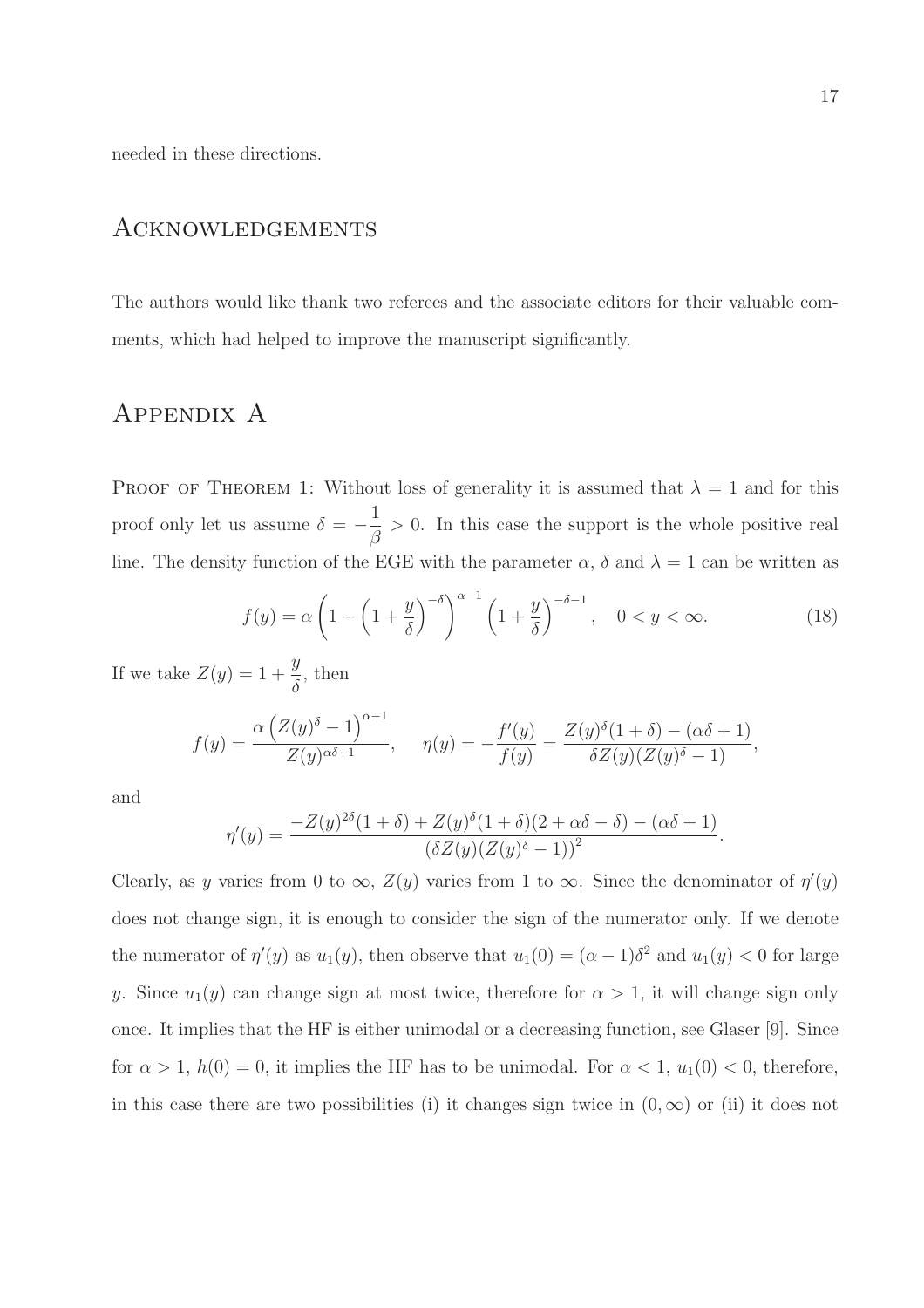needed in these directions.

## Acknowledgements

The authors would like thank two referees and the associate editors for their valuable comments, which had helped to improve the manuscript significantly.

## Appendix A

Proof of Theorem 1: Without loss of generality it is assumed that $\lambda = 1$ and for this proof only let us assume $\delta = -\dfrac{1}{\beta} > 0$. In this case the support is the whole positive real line. The density function of the EGE with the parameter $\alpha$, $\delta$ and $\lambda = 1$ can be written as

$$f(y) = \alpha \left(1 - \left(1 + \frac{y}{\delta}\right)^{-\delta}\right)^{\alpha - 1} \left(1 + \frac{y}{\delta}\right)^{-\delta - 1}, \quad 0 < y < \infty. \tag{18}$$

If we take $Z(y) = 1 + \dfrac{y}{\delta}$, then

$$f(y) = \frac{\alpha \left(Z(y)^{\delta} - 1\right)^{\alpha - 1}}{Z(y)^{\alpha\delta + 1}}, \quad \eta(y) = -\frac{f'(y)}{f(y)} = \frac{Z(y)^{\delta}(1 + \delta) - (\alpha\delta + 1)}{\delta Z(y)(Z(y)^{\delta} - 1)},$$

and

$$\eta'(y) = \frac{-Z(y)^{2\delta}(1 + \delta) + Z(y)^{\delta}(1 + \delta)(2 + \alpha\delta - \delta) - (\alpha\delta + 1)}{\left(\delta Z(y)(Z(y)^{\delta} - 1)\right)^2}.$$

Clearly, as $y$ varies from 0 to $\infty$, $Z(y)$ varies from 1 to $\infty$. Since the denominator of $\eta'(y)$ does not change sign, it is enough to consider the sign of the numerator only. If we denote the numerator of $\eta'(y)$ as $u_1(y)$, then observe that $u_1(0) = (\alpha - 1)\delta^2$ and $u_1(y) < 0$ for large $y$. Since $u_1(y)$ can change sign at most twice, therefore for $\alpha > 1$, it will change sign only once. It implies that the HF is either unimodal or a decreasing function, see Glaser [9]. Since for $\alpha > 1$, $h(0) = 0$, it implies the HF has to be unimodal. For $\alpha < 1$, $u_1(0) < 0$, therefore, in this case there are two possibilities (i) it changes sign twice in $(0, \infty)$ or (ii) it does not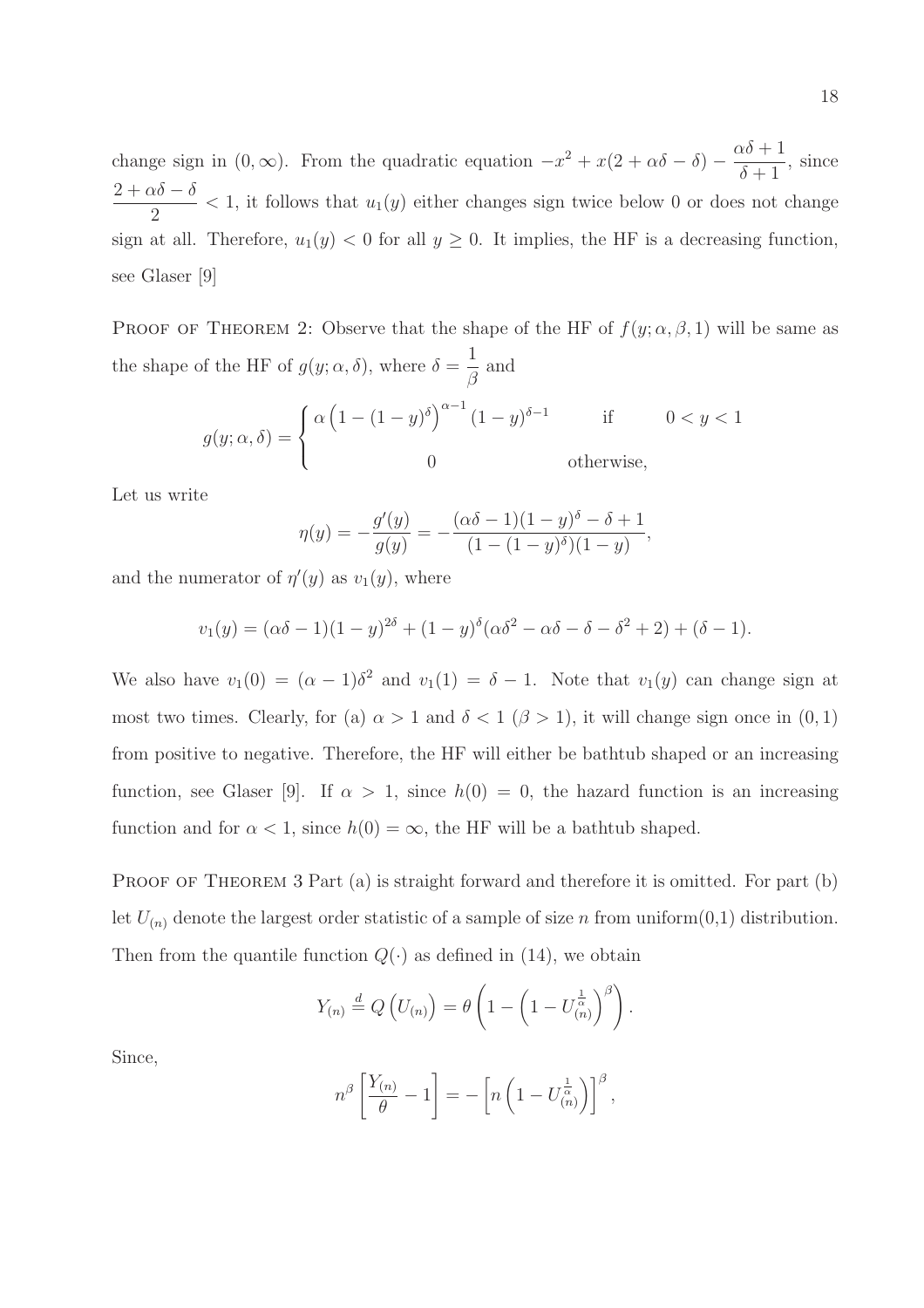change sign in $(0, \infty)$. From the quadratic equation $-x^2 + x(2 + \alpha\delta - \delta) - \frac{\alpha\delta + 1}{\delta + 1}$, since $\frac{2 + \alpha\delta - \delta}{2} < 1$, it follows that $u_1(y)$ either changes sign twice below 0 or does not change sign at all. Therefore, $u_1(y) < 0$ for all $y \geq 0$. It implies, the HF is a decreasing function, see Glaser [9]

Proof of Theorem 2: Observe that the shape of the HF of $f(y; \alpha, \beta, 1)$ will be same as the shape of the HF of $g(y; \alpha, \delta)$, where $\delta = \frac{1}{\beta}$ and

$$g(y; \alpha, \delta) = \begin{cases} \alpha \left(1 - (1-y)^{\delta}\right)^{\alpha - 1} (1-y)^{\delta - 1} & \text{if} \quad 0 < y < 1 \\ 0 & \text{otherwise,} \end{cases}$$

Let us write

$$\eta(y) = -\frac{g'(y)}{g(y)} = -\frac{(\alpha\delta - 1)(1-y)^{\delta} - \delta + 1}{(1 - (1-y)^{\delta})(1-y)},$$

and the numerator of $\eta'(y)$ as $v_1(y)$, where

$$v_1(y) = (\alpha\delta - 1)(1-y)^{2\delta} + (1-y)^{\delta}(\alpha\delta^2 - \alpha\delta - \delta - \delta^2 + 2) + (\delta - 1).$$

We also have $v_1(0) = (\alpha - 1)\delta^2$ and $v_1(1) = \delta - 1$. Note that $v_1(y)$ can change sign at most two times. Clearly, for (a) $\alpha > 1$ and $\delta < 1$ ($\beta > 1$), it will change sign once in $(0, 1)$ from positive to negative. Therefore, the HF will either be bathtub shaped or an increasing function, see Glaser [9]. If $\alpha > 1$, since $h(0) = 0$, the hazard function is an increasing function and for $\alpha < 1$, since $h(0) = \infty$, the HF will be a bathtub shaped.

Proof of Theorem 3 Part (a) is straight forward and therefore it is omitted. For part (b) let $U_{(n)}$ denote the largest order statistic of a sample of size $n$ from uniform(0,1) distribution. Then from the quantile function $Q(\cdot)$ as defined in (14), we obtain

$$Y_{(n)} \stackrel{d}{=} Q\left(U_{(n)}\right) = \theta \left(1 - \left(1 - U_{(n)}^{\frac{1}{\alpha}}\right)^{\beta}\right).$$

Since,

$$n^{\beta} \left[\frac{Y_{(n)}}{\theta} - 1\right] = -\left[n\left(1 - U_{(n)}^{\frac{1}{\alpha}}\right)\right]^{\beta},$$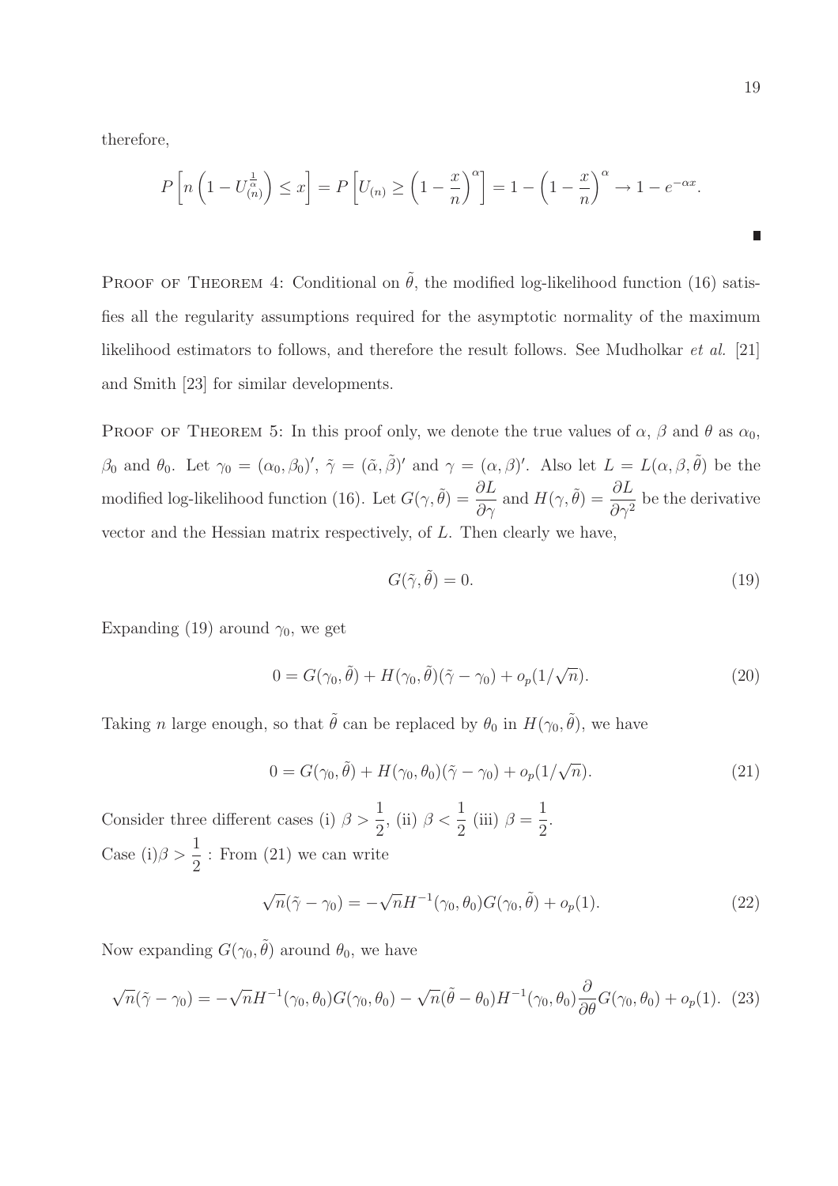therefore,

$$P\left[n\left(1 - U_{(n)}^{\frac{1}{\alpha}}\right) \le x\right] = P\left[U_{(n)} \ge \left(1 - \frac{x}{n}\right)^{\alpha}\right] = 1 - \left(1 - \frac{x}{n}\right)^{\alpha} \to 1 - e^{-\alpha x}.$$

■

Proof of Theorem 4: Conditional on $\tilde{\theta}$, the modified log-likelihood function (16) satisfies all the regularity assumptions required for the asymptotic normality of the maximum likelihood estimators to follows, and therefore the result follows. See Mudholkar *et al.* [21] and Smith [23] for similar developments.

Proof of Theorem 5: In this proof only, we denote the true values of $\alpha$, $\beta$ and $\theta$ as $\alpha_0$, $\beta_0$ and $\theta_0$. Let $\gamma_0 = (\alpha_0, \beta_0)'$, $\tilde{\gamma} = (\tilde{\alpha}, \tilde{\beta})'$ and $\gamma = (\alpha, \beta)'$. Also let $L = L(\alpha, \beta, \tilde{\theta})$ be the modified log-likelihood function (16). Let $G(\gamma, \tilde{\theta}) = \dfrac{\partial L}{\partial \gamma}$ and $H(\gamma, \tilde{\theta}) = \dfrac{\partial L}{\partial \gamma^2}$ be the derivative vector and the Hessian matrix respectively, of $L$. Then clearly we have,

$$G(\tilde{\gamma}, \tilde{\theta}) = 0. \tag{19}$$

Expanding (19) around $\gamma_0$, we get

$$0 = G(\gamma_0, \tilde{\theta}) + H(\gamma_0, \tilde{\theta})(\tilde{\gamma} - \gamma_0) + o_p(1/\sqrt{n}). \tag{20}$$

Taking $n$ large enough, so that $\tilde{\theta}$ can be replaced by $\theta_0$ in $H(\gamma_0, \tilde{\theta})$, we have

$$0 = G(\gamma_0, \tilde{\theta}) + H(\gamma_0, \theta_0)(\tilde{\gamma} - \gamma_0) + o_p(1/\sqrt{n}). \tag{21}$$

Consider three different cases (i) $\beta > \dfrac{1}{2}$, (ii) $\beta < \dfrac{1}{2}$ (iii) $\beta = \dfrac{1}{2}$.

Case (i)$\beta > \dfrac{1}{2}$ : From (21) we can write

$$\sqrt{n}(\tilde{\gamma} - \gamma_0) = -\sqrt{n}H^{-1}(\gamma_0, \theta_0)G(\gamma_0, \tilde{\theta}) + o_p(1). \tag{22}$$

Now expanding $G(\gamma_0, \tilde{\theta})$ around $\theta_0$, we have

$$\sqrt{n}(\tilde{\gamma} - \gamma_0) = -\sqrt{n}H^{-1}(\gamma_0, \theta_0)G(\gamma_0, \theta_0) - \sqrt{n}(\tilde{\theta} - \theta_0)H^{-1}(\gamma_0, \theta_0)\frac{\partial}{\partial \theta}G(\gamma_0, \theta_0) + o_p(1). \tag{23}$$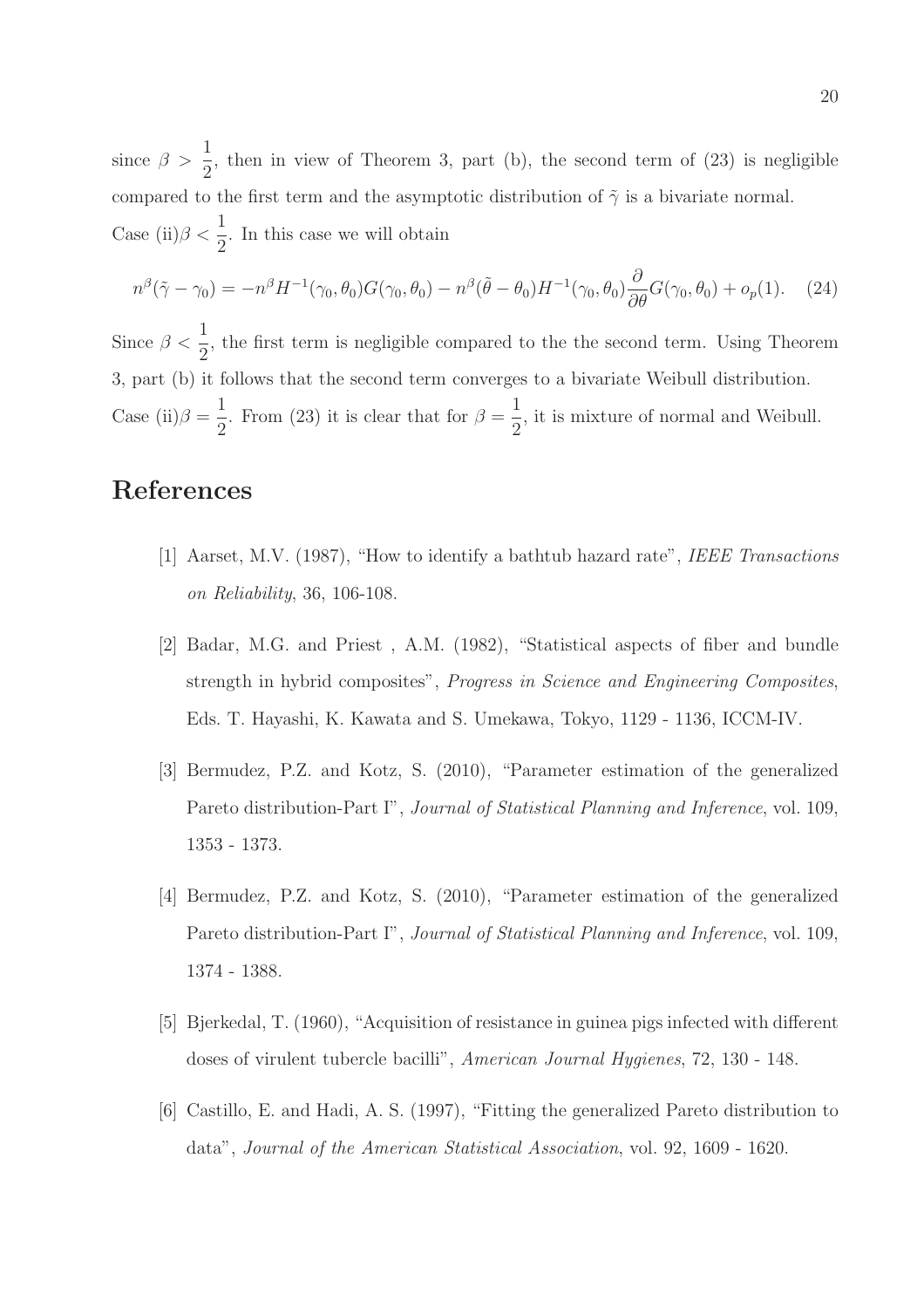since $\beta > \frac{1}{2}$, then in view of Theorem 3, part (b), the second term of (23) is negligible compared to the first term and the asymptotic distribution of $\tilde{\gamma}$ is a bivariate normal.
Case (ii)$\beta < \frac{1}{2}$. In this case we will obtain

$$n^{\beta}(\tilde{\gamma} - \gamma_0) = -n^{\beta} H^{-1}(\gamma_0, \theta_0) G(\gamma_0, \theta_0) - n^{\beta}(\tilde{\theta} - \theta_0) H^{-1}(\gamma_0, \theta_0) \frac{\partial}{\partial \theta} G(\gamma_0, \theta_0) + o_p(1). \quad (24)$$

Since $\beta < \frac{1}{2}$, the first term is negligible compared to the the second term. Using Theorem 3, part (b) it follows that the second term converges to a bivariate Weibull distribution.
Case (ii)$\beta = \frac{1}{2}$. From (23) it is clear that for $\beta = \frac{1}{2}$, it is mixture of normal and Weibull.

# References

[1] Aarset, M.V. (1987), "How to identify a bathtub hazard rate", *IEEE Transactions on Reliability*, 36, 106-108.

[2] Badar, M.G. and Priest , A.M. (1982), "Statistical aspects of fiber and bundle strength in hybrid composites", *Progress in Science and Engineering Composites*, Eds. T. Hayashi, K. Kawata and S. Umekawa, Tokyo, 1129 - 1136, ICCM-IV.

[3] Bermudez, P.Z. and Kotz, S. (2010), "Parameter estimation of the generalized Pareto distribution-Part I", *Journal of Statistical Planning and Inference*, vol. 109, 1353 - 1373.

[4] Bermudez, P.Z. and Kotz, S. (2010), "Parameter estimation of the generalized Pareto distribution-Part I", *Journal of Statistical Planning and Inference*, vol. 109, 1374 - 1388.

[5] Bjerkedal, T. (1960), "Acquisition of resistance in guinea pigs infected with different doses of virulent tubercle bacilli", *American Journal Hygienes*, 72, 130 - 148.

[6] Castillo, E. and Hadi, A. S. (1997), "Fitting the generalized Pareto distribution to data", *Journal of the American Statistical Association*, vol. 92, 1609 - 1620.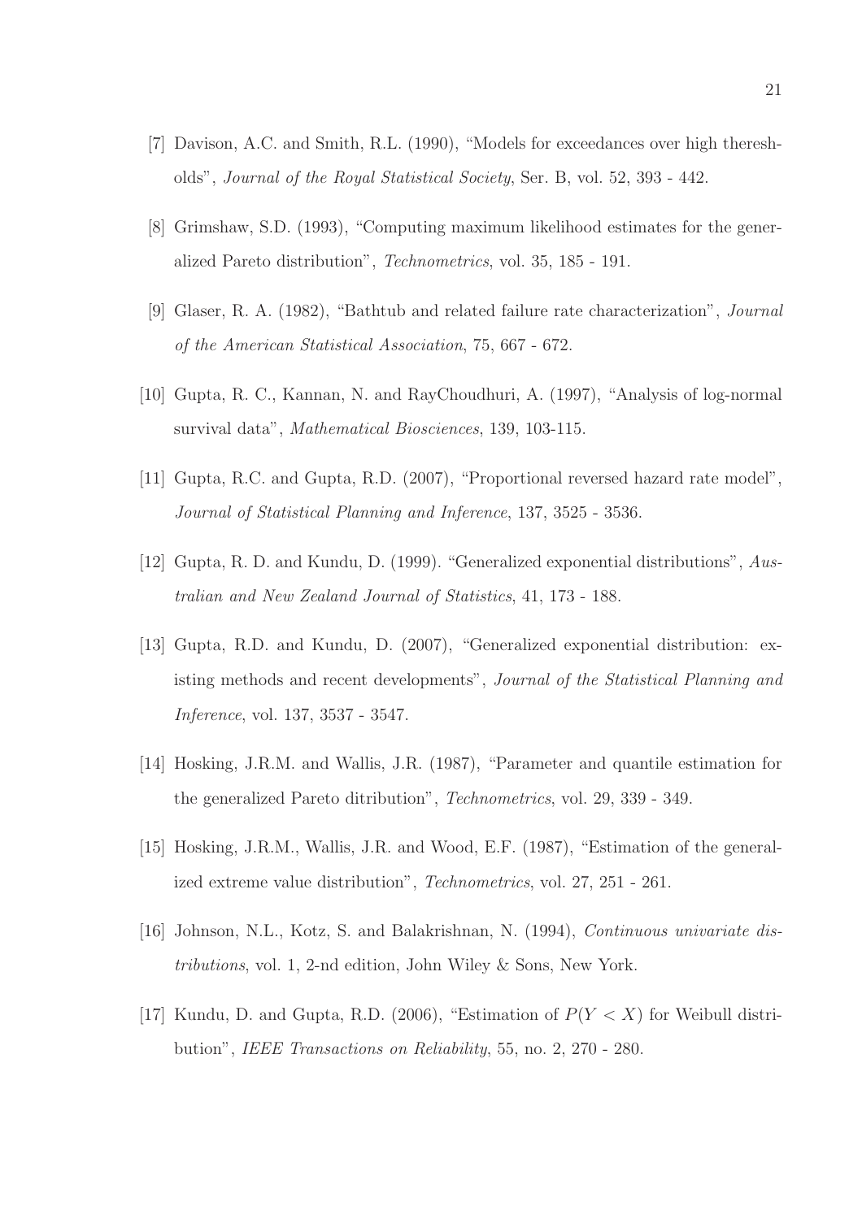[7] Davison, A.C. and Smith, R.L. (1990), "Models for exceedances over high thereshholds", *Journal of the Royal Statistical Society*, Ser. B, vol. 52, 393 - 442.

[8] Grimshaw, S.D. (1993), "Computing maximum likelihood estimates for the generalized Pareto distribution", *Technometrics*, vol. 35, 185 - 191.

[9] Glaser, R. A. (1982), "Bathtub and related failure rate characterization", *Journal of the American Statistical Association*, 75, 667 - 672.

[10] Gupta, R. C., Kannan, N. and RayChoudhuri, A. (1997), "Analysis of log-normal survival data", *Mathematical Biosciences*, 139, 103-115.

[11] Gupta, R.C. and Gupta, R.D. (2007), "Proportional reversed hazard rate model", *Journal of Statistical Planning and Inference*, 137, 3525 - 3536.

[12] Gupta, R. D. and Kundu, D. (1999). "Generalized exponential distributions", *Australian and New Zealand Journal of Statistics*, 41, 173 - 188.

[13] Gupta, R.D. and Kundu, D. (2007), "Generalized exponential distribution: existing methods and recent developments", *Journal of the Statistical Planning and Inference*, vol. 137, 3537 - 3547.

[14] Hosking, J.R.M. and Wallis, J.R. (1987), "Parameter and quantile estimation for the generalized Pareto ditribution", *Technometrics*, vol. 29, 339 - 349.

[15] Hosking, J.R.M., Wallis, J.R. and Wood, E.F. (1987), "Estimation of the generalized extreme value distribution", *Technometrics*, vol. 27, 251 - 261.

[16] Johnson, N.L., Kotz, S. and Balakrishnan, N. (1994), *Continuous univariate distributions*, vol. 1, 2-nd edition, John Wiley & Sons, New York.

[17] Kundu, D. and Gupta, R.D. (2006), "Estimation of $P(Y < X)$ for Weibull distribution", *IEEE Transactions on Reliability*, 55, no. 2, 270 - 280.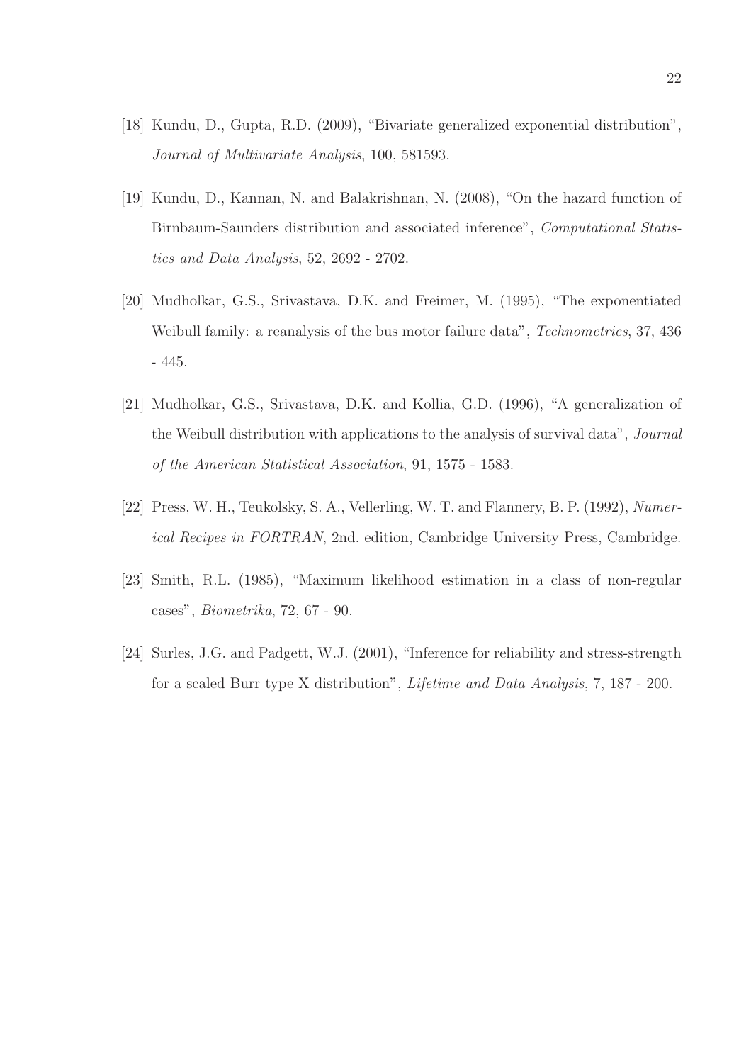[18] Kundu, D., Gupta, R.D. (2009), "Bivariate generalized exponential distribution", *Journal of Multivariate Analysis*, 100, 581593.

[19] Kundu, D., Kannan, N. and Balakrishnan, N. (2008), "On the hazard function of Birnbaum-Saunders distribution and associated inference", *Computational Statistics and Data Analysis*, 52, 2692 - 2702.

[20] Mudholkar, G.S., Srivastava, D.K. and Freimer, M. (1995), "The exponentiated Weibull family: a reanalysis of the bus motor failure data", *Technometrics*, 37, 436 - 445.

[21] Mudholkar, G.S., Srivastava, D.K. and Kollia, G.D. (1996), "A generalization of the Weibull distribution with applications to the analysis of survival data", *Journal of the American Statistical Association*, 91, 1575 - 1583.

[22] Press, W. H., Teukolsky, S. A., Vellerling, W. T. and Flannery, B. P. (1992), *Numerical Recipes in FORTRAN*, 2nd. edition, Cambridge University Press, Cambridge.

[23] Smith, R.L. (1985), "Maximum likelihood estimation in a class of non-regular cases", *Biometrika*, 72, 67 - 90.

[24] Surles, J.G. and Padgett, W.J. (2001), "Inference for reliability and stress-strength for a scaled Burr type X distribution", *Lifetime and Data Analysis*, 7, 187 - 200.